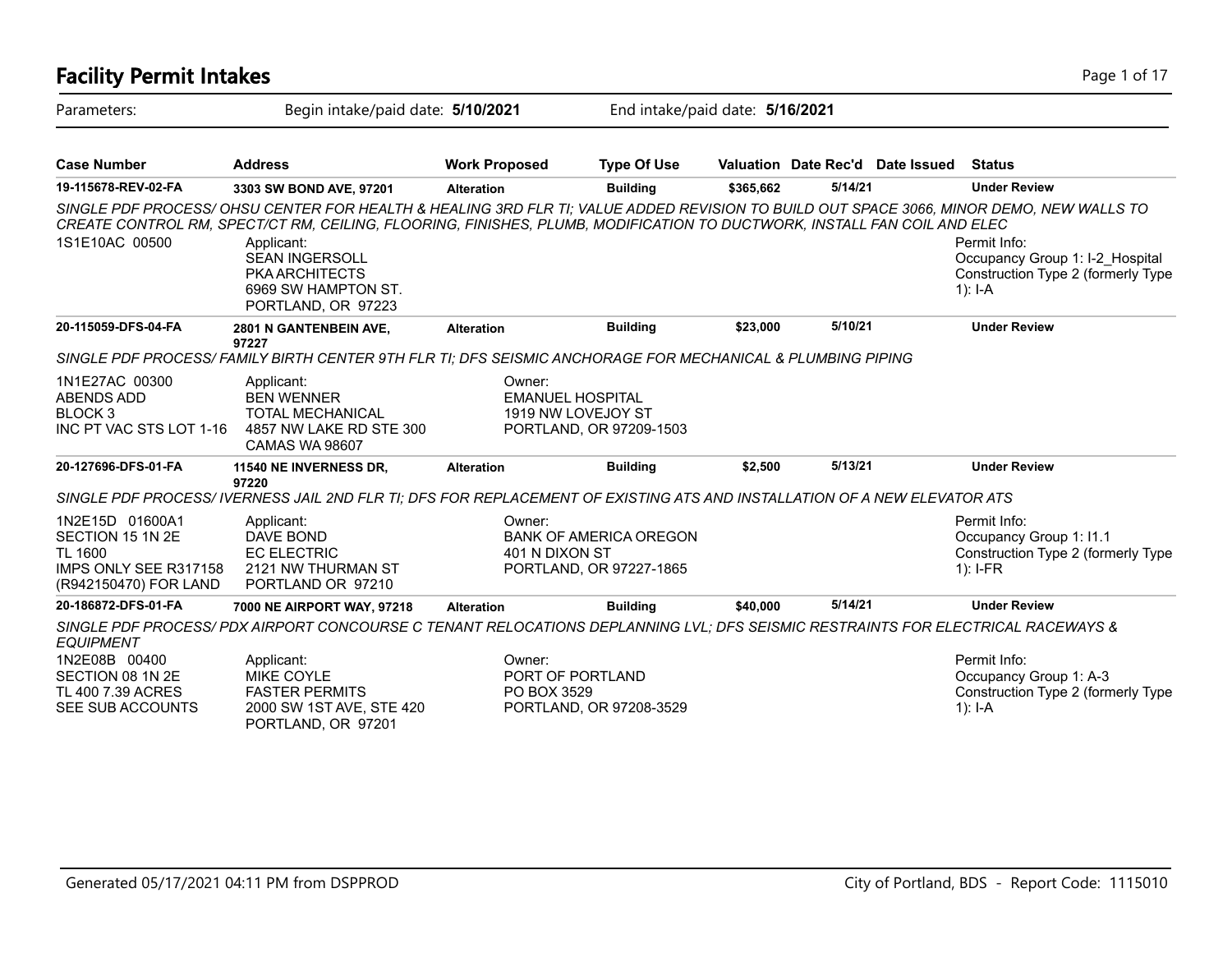# Facility Permit Intakes

Parameters: Begin intake/paid date: **5/10/2021** End intake/paid date: **5/16/2021**

| Case Number | Address | Work Proposed | Type Of Use | Valuation | Date Rec'd | Date Issued | Status |
|---|---|---|---|---|---|---|---|
| **19-115678-REV-02-FA** | **3303 SW BOND AVE, 97201** | **Alteration** | **Building** | **$365,662** | **5/14/21** | | **Under Review** |

*SINGLE PDF PROCESS/ OHSU CENTER FOR HEALTH & HEALING 3RD FLR TI; VALUE ADDED REVISION TO BUILD OUT SPACE 3066, MINOR DEMO, NEW WALLS TO CREATE CONTROL RM, SPECT/CT RM, CEILING, FLOORING, FINISHES, PLUMB, MODIFICATION TO DUCTWORK, INSTALL FAN COIL AND ELEC*

1S1E10AC 00500

Applicant:
SEAN INGERSOLL
PKA ARCHITECTS
6969 SW HAMPTON ST.
PORTLAND, OR 97223

Permit Info:
Occupancy Group 1: I-2_Hospital
Construction Type 2 (formerly Type 1): I-A

| Case Number | Address | Work Proposed | Type Of Use | Valuation | Date Rec'd | Date Issued | Status |
|---|---|---|---|---|---|---|---|
| **20-115059-DFS-04-FA** | **2801 N GANTENBEIN AVE, 97227** | **Alteration** | **Building** | **$23,000** | **5/10/21** | | **Under Review** |

*SINGLE PDF PROCESS/ FAMILY BIRTH CENTER 9TH FLR TI; DFS SEISMIC ANCHORAGE FOR MECHANICAL & PLUMBING PIPING*

1N1E27AC 00300
ABENDS ADD
BLOCK 3
INC PT VAC STS LOT 1-16

Applicant:
BEN WENNER
TOTAL MECHANICAL
4857 NW LAKE RD STE 300
CAMAS WA 98607

Owner:
EMANUEL HOSPITAL
1919 NW LOVEJOY ST
PORTLAND, OR 97209-1503

| Case Number | Address | Work Proposed | Type Of Use | Valuation | Date Rec'd | Date Issued | Status |
|---|---|---|---|---|---|---|---|
| **20-127696-DFS-01-FA** | **11540 NE INVERNESS DR, 97220** | **Alteration** | **Building** | **$2,500** | **5/13/21** | | **Under Review** |

*SINGLE PDF PROCESS/ IVERNESS JAIL 2ND FLR TI; DFS FOR REPLACEMENT OF EXISTING ATS AND INSTALLATION OF A NEW ELEVATOR ATS*

1N2E15D 01600A1
SECTION 15 1N 2E
TL 1600
IMPS ONLY SEE R317158 (R942150470) FOR LAND

Applicant:
DAVE BOND
EC ELECTRIC
2121 NW THURMAN ST
PORTLAND OR 97210

Owner:
BANK OF AMERICA OREGON
401 N DIXON ST
PORTLAND, OR 97227-1865

Permit Info:
Occupancy Group 1: I1.1
Construction Type 2 (formerly Type 1): I-FR

| Case Number | Address | Work Proposed | Type Of Use | Valuation | Date Rec'd | Date Issued | Status |
|---|---|---|---|---|---|---|---|
| **20-186872-DFS-01-FA** | **7000 NE AIRPORT WAY, 97218** | **Alteration** | **Building** | **$40,000** | **5/14/21** | | **Under Review** |

*SINGLE PDF PROCESS/ PDX AIRPORT CONCOURSE C TENANT RELOCATIONS DEPLANNING LVL; DFS SEISMIC RESTRAINTS FOR ELECTRICAL RACEWAYS & EQUIPMENT*

1N2E08B 00400
SECTION 08 1N 2E
TL 400 7.39 ACRES
SEE SUB ACCOUNTS

Applicant:
MIKE COYLE
FASTER PERMITS
2000 SW 1ST AVE, STE 420
PORTLAND, OR 97201

Owner:
PORT OF PORTLAND
PO BOX 3529
PORTLAND, OR 97208-3529

Permit Info:
Occupancy Group 1: A-3
Construction Type 2 (formerly Type 1): I-A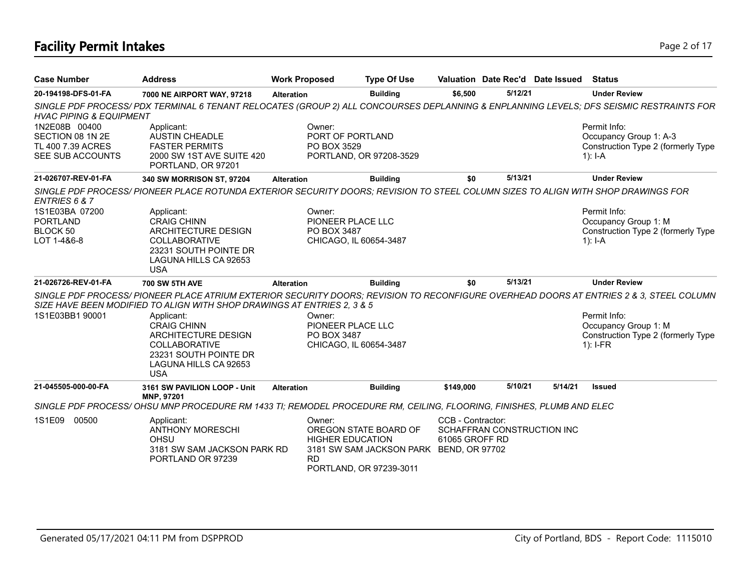# Facility Permit Intakes

| Case Number | Address | Work Proposed | Type Of Use | Valuation | Date Rec'd | Date Issued | Status |
|---|---|---|---|---|---|---|---|
| 20-194198-DFS-01-FA | 7000 NE AIRPORT WAY, 97218 | Alteration | Building | $6,500 | 5/12/21 | | Under Review |

*SINGLE PDF PROCESS/ PDX TERMINAL 6 TENANT RELOCATES (GROUP 2) ALL CONCOURSES DEPLANNING & ENPLANNING LEVELS; DFS SEISMIC RESTRAINTS FOR HVAC PIPING & EQUIPMENT*

1N2E08B 00400
SECTION 08 1N 2E
TL 400 7.39 ACRES
SEE SUB ACCOUNTS

Applicant:
AUSTIN CHEADLE
FASTER PERMITS
2000 SW 1ST AVE SUITE 420
PORTLAND, OR 97201

Owner:
PORT OF PORTLAND
PO BOX 3529
PORTLAND, OR 97208-3529

Permit Info:
Occupancy Group 1: A-3
Construction Type 2 (formerly Type 1): I-A

| Case Number | Address | Work Proposed | Type Of Use | Valuation | Date Rec'd | Date Issued | Status |
|---|---|---|---|---|---|---|---|
| 21-026707-REV-01-FA | 340 SW MORRISON ST, 97204 | Alteration | Building | $0 | 5/13/21 | | Under Review |

*SINGLE PDF PROCESS/ PIONEER PLACE ROTUNDA EXTERIOR SECURITY DOORS; REVISION TO STEEL COLUMN SIZES TO ALIGN WITH SHOP DRAWINGS FOR ENTRIES 6 & 7*

1S1E03BA 07200
PORTLAND
BLOCK 50
LOT 1-4&6-8

Applicant:
CRAIG CHINN
ARCHITECTURE DESIGN COLLABORATIVE
23231 SOUTH POINTE DR
LAGUNA HILLS CA 92653
USA

Owner:
PIONEER PLACE LLC
PO BOX 3487
CHICAGO, IL 60654-3487

Permit Info:
Occupancy Group 1: M
Construction Type 2 (formerly Type 1): I-A

| Case Number | Address | Work Proposed | Type Of Use | Valuation | Date Rec'd | Date Issued | Status |
|---|---|---|---|---|---|---|---|
| 21-026726-REV-01-FA | 700 SW 5TH AVE | Alteration | Building | $0 | 5/13/21 | | Under Review |

*SINGLE PDF PROCESS/ PIONEER PLACE ATRIUM EXTERIOR SECURITY DOORS; REVISION TO RECONFIGURE OVERHEAD DOORS AT ENTRIES 2 & 3, STEEL COLUMN SIZE HAVE BEEN MODIFIED TO ALIGN WITH SHOP DRAWINGS AT ENTRIES 2, 3 & 5*

1S1E03BB1 90001

Applicant:
CRAIG CHINN
ARCHITECTURE DESIGN COLLABORATIVE
23231 SOUTH POINTE DR
LAGUNA HILLS CA 92653
USA

Owner:
PIONEER PLACE LLC
PO BOX 3487
CHICAGO, IL 60654-3487

Permit Info:
Occupancy Group 1: M
Construction Type 2 (formerly Type 1): I-FR

| Case Number | Address | Work Proposed | Type Of Use | Valuation | Date Rec'd | Date Issued | Status |
|---|---|---|---|---|---|---|---|
| 21-045505-000-00-FA | 3161 SW PAVILION LOOP - Unit MNP, 97201 | Alteration | Building | $149,000 | 5/10/21 | 5/14/21 | Issued |

*SINGLE PDF PROCESS/ OHSU MNP PROCEDURE RM 1433 TI; REMODEL PROCEDURE RM, CEILING, FLOORING, FINISHES, PLUMB AND ELEC*

1S1E09 00500

Applicant:
ANTHONY MORESCHI
OHSU
3181 SW SAM JACKSON PARK RD
PORTLAND OR 97239

Owner:
OREGON STATE BOARD OF HIGHER EDUCATION
3181 SW SAM JACKSON PARK RD
PORTLAND, OR 97239-3011

CCB - Contractor:
SCHAFFRAN CONSTRUCTION INC
61065 GROFF RD
BEND, OR 97702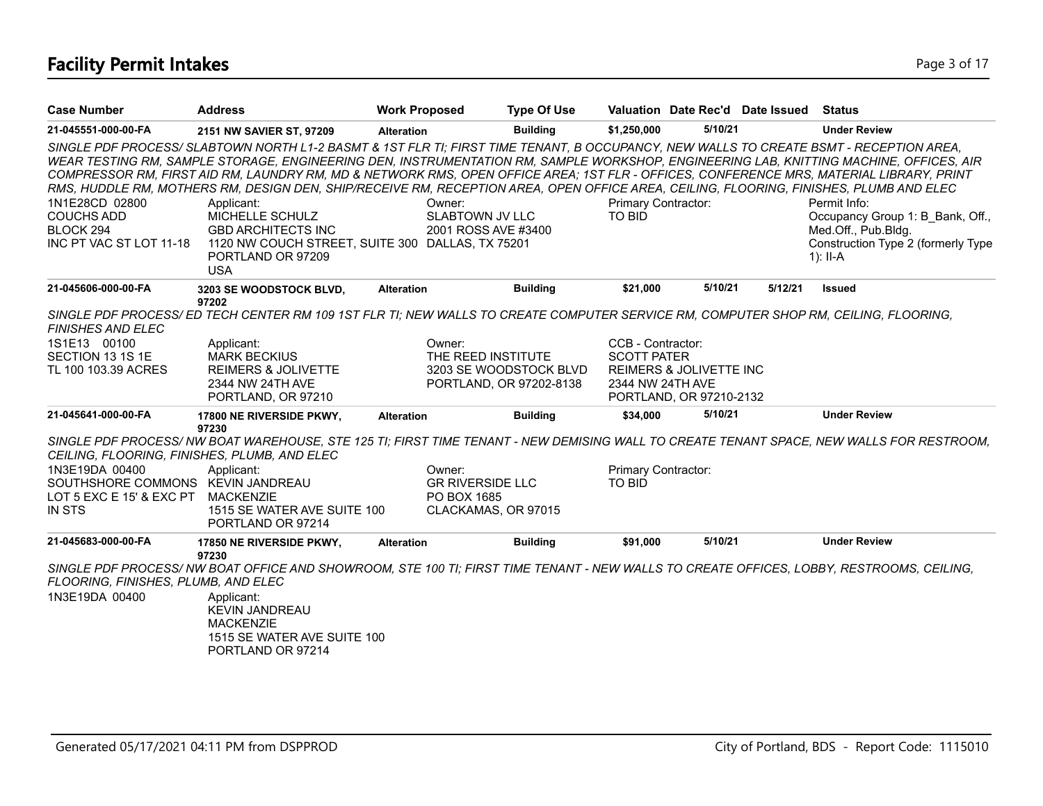# Facility Permit Intakes

| Case Number | Address | Work Proposed | Type Of Use | Valuation | Date Rec'd | Date Issued | Status |
|---|---|---|---|---|---|---|---|
| 21-045551-000-00-FA | 2151 NW SAVIER ST, 97209 | Alteration | Building | $1,250,000 | 5/10/21 | | Under Review |

*SINGLE PDF PROCESS/ SLABTOWN NORTH L1-2 BASMT & 1ST FLR TI; FIRST TIME TENANT, B OCCUPANCY, NEW WALLS TO CREATE BSMT - RECEPTION AREA, WEAR TESTING RM, SAMPLE STORAGE, ENGINEERING DEN, INSTRUMENTATION RM, SAMPLE WORKSHOP, ENGINEERING LAB, KNITTING MACHINE, OFFICES, AIR COMPRESSOR RM, FIRST AID RM, LAUNDRY RM, MD & NETWORK RMS, OPEN OFFICE AREA; 1ST FLR - OFFICES, CONFERENCE MRS, MATERIAL LIBRARY, PRINT RMS, HUDDLE RM, MOTHERS RM, DESIGN DEN, SHIP/RECEIVE RM, RECEPTION AREA, OPEN OFFICE AREA, CEILING, FLOORING, FINISHES, PLUMB AND ELEC*

1N1E28CD 02800
COUCHS ADD
BLOCK 294
INC PT VAC ST LOT 11-18

Applicant:
MICHELLE SCHULZ
GBD ARCHITECTS INC
1120 NW COUCH STREET, SUITE 300
PORTLAND OR 97209
USA

Owner:
SLABTOWN JV LLC
2001 ROSS AVE #3400
DALLAS, TX 75201

Primary Contractor:
TO BID

Permit Info:
Occupancy Group 1: B_Bank, Off., Med.Off., Pub.Bldg.
Construction Type 2 (formerly Type 1): II-A

| Case Number | Address | Work Proposed | Type Of Use | Valuation | Date Rec'd | Date Issued | Status |
|---|---|---|---|---|---|---|---|
| 21-045606-000-00-FA | 3203 SE WOODSTOCK BLVD, 97202 | Alteration | Building | $21,000 | 5/10/21 | 5/12/21 | Issued |

*SINGLE PDF PROCESS/ ED TECH CENTER RM 109 1ST FLR TI; NEW WALLS TO CREATE COMPUTER SERVICE RM, COMPUTER SHOP RM, CEILING, FLOORING, FINISHES AND ELEC*

1S1E13 00100
SECTION 13 1S 1E
TL 100 103.39 ACRES

Applicant:
MARK BECKIUS
REIMERS & JOLIVETTE
2344 NW 24TH AVE
PORTLAND, OR 97210

Owner:
THE REED INSTITUTE
3203 SE WOODSTOCK BLVD
PORTLAND, OR 97202-8138

CCB - Contractor:
SCOTT PATER
REIMERS & JOLIVETTE INC
2344 NW 24TH AVE
PORTLAND, OR 97210-2132

| Case Number | Address | Work Proposed | Type Of Use | Valuation | Date Rec'd | Date Issued | Status |
|---|---|---|---|---|---|---|---|
| 21-045641-000-00-FA | 17800 NE RIVERSIDE PKWY, 97230 | Alteration | Building | $34,000 | 5/10/21 | | Under Review |

*SINGLE PDF PROCESS/ NW BOAT WAREHOUSE, STE 125 TI; FIRST TIME TENANT - NEW DEMISING WALL TO CREATE TENANT SPACE, NEW WALLS FOR RESTROOM, CEILING, FLOORING, FINISHES, PLUMB, AND ELEC*

1N3E19DA 00400
SOUTHSHORE COMMONS
LOT 5 EXC E 15' & EXC PT IN STS

Applicant:
KEVIN JANDREAU
MACKENZIE
1515 SE WATER AVE SUITE 100
PORTLAND OR 97214

Owner:
GR RIVERSIDE LLC
PO BOX 1685
CLACKAMAS, OR 97015

Primary Contractor:
TO BID

| Case Number | Address | Work Proposed | Type Of Use | Valuation | Date Rec'd | Date Issued | Status |
|---|---|---|---|---|---|---|---|
| 21-045683-000-00-FA | 17850 NE RIVERSIDE PKWY, 97230 | Alteration | Building | $91,000 | 5/10/21 | | Under Review |

*SINGLE PDF PROCESS/ NW BOAT OFFICE AND SHOWROOM, STE 100 TI; FIRST TIME TENANT - NEW WALLS TO CREATE OFFICES, LOBBY, RESTROOMS, CEILING, FLOORING, FINISHES, PLUMB, AND ELEC*

1N3E19DA 00400

Applicant:
KEVIN JANDREAU
MACKENZIE
1515 SE WATER AVE SUITE 100
PORTLAND OR 97214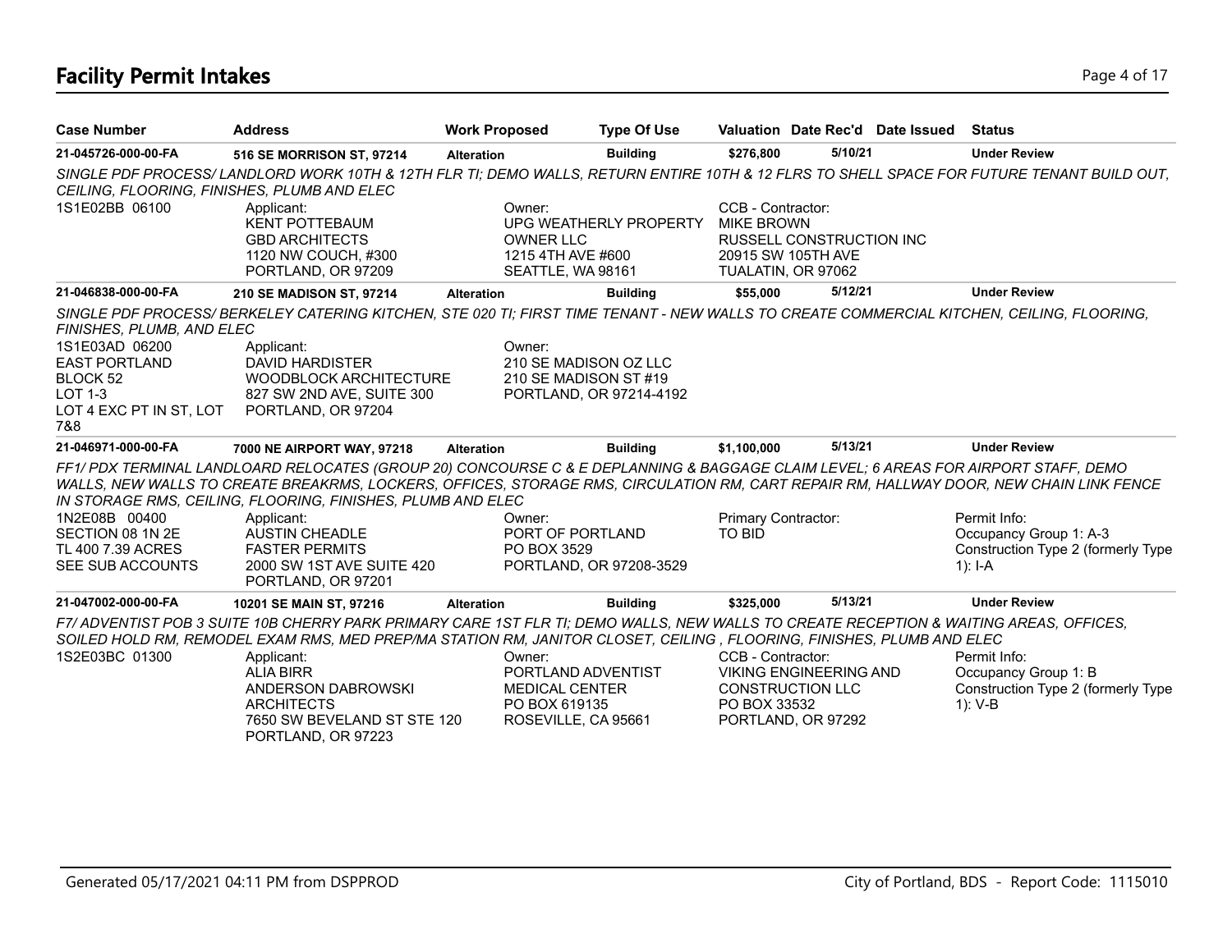# Facility Permit Intakes

| Case Number | Address | Work Proposed | Type Of Use | Valuation | Date Rec'd | Date Issued | Status |
|---|---|---|---|---|---|---|---|
| 21-045726-000-00-FA | 516 SE MORRISON ST, 97214 | Alteration | Building | $276,800 | 5/10/21 | | Under Review |

*SINGLE PDF PROCESS/ LANDLORD WORK 10TH & 12TH FLR TI; DEMO WALLS, RETURN ENTIRE 10TH & 12 FLRS TO SHELL SPACE FOR FUTURE TENANT BUILD OUT, CEILING, FLOORING, FINISHES, PLUMB AND ELEC*

1S1E02BB 06100

Applicant:
KENT POTTEBAUM
GBD ARCHITECTS
1120 NW COUCH, #300
PORTLAND, OR 97209

Owner:
UPG WEATHERLY PROPERTY OWNER LLC
1215 4TH AVE #600
SEATTLE, WA 98161

CCB - Contractor:
MIKE BROWN
RUSSELL CONSTRUCTION INC
20915 SW 105TH AVE
TUALATIN, OR 97062

| Case Number | Address | Work Proposed | Type Of Use | Valuation | Date Rec'd | Date Issued | Status |
|---|---|---|---|---|---|---|---|
| 21-046838-000-00-FA | 210 SE MADISON ST, 97214 | Alteration | Building | $55,000 | 5/12/21 | | Under Review |

*SINGLE PDF PROCESS/ BERKELEY CATERING KITCHEN, STE 020 TI; FIRST TIME TENANT - NEW WALLS TO CREATE COMMERCIAL KITCHEN, CEILING, FLOORING, FINISHES, PLUMB, AND ELEC*

1S1E03AD 06200
EAST PORTLAND
BLOCK 52
LOT 1-3
LOT 4 EXC PT IN ST, LOT 7&8

Applicant:
DAVID HARDISTER
WOODBLOCK ARCHITECTURE
827 SW 2ND AVE, SUITE 300
PORTLAND, OR 97204

Owner:
210 SE MADISON OZ LLC
210 SE MADISON ST #19
PORTLAND, OR 97214-4192

| Case Number | Address | Work Proposed | Type Of Use | Valuation | Date Rec'd | Date Issued | Status |
|---|---|---|---|---|---|---|---|
| 21-046971-000-00-FA | 7000 NE AIRPORT WAY, 97218 | Alteration | Building | $1,100,000 | 5/13/21 | | Under Review |

*FF1/ PDX TERMINAL LANDLOARD RELOCATES (GROUP 20) CONCOURSE C & E DEPLANNING & BAGGAGE CLAIM LEVEL; 6 AREAS FOR AIRPORT STAFF, DEMO WALLS, NEW WALLS TO CREATE BREAKRMS, LOCKERS, OFFICES, STORAGE RMS, CIRCULATION RM, CART REPAIR RM, HALLWAY DOOR, NEW CHAIN LINK FENCE IN STORAGE RMS, CEILING, FLOORING, FINISHES, PLUMB AND ELEC*

1N2E08B 00400
SECTION 08 1N 2E
TL 400 7.39 ACRES
SEE SUB ACCOUNTS

Applicant:
AUSTIN CHEADLE
FASTER PERMITS
2000 SW 1ST AVE SUITE 420
PORTLAND, OR 97201

Owner:
PORT OF PORTLAND
PO BOX 3529
PORTLAND, OR 97208-3529

Primary Contractor:
TO BID

Permit Info:
Occupancy Group 1: A-3
Construction Type 2 (formerly Type 1): I-A

| Case Number | Address | Work Proposed | Type Of Use | Valuation | Date Rec'd | Date Issued | Status |
|---|---|---|---|---|---|---|---|
| 21-047002-000-00-FA | 10201 SE MAIN ST, 97216 | Alteration | Building | $325,000 | 5/13/21 | | Under Review |

*F7/ ADVENTIST POB 3 SUITE 10B CHERRY PARK PRIMARY CARE 1ST FLR TI; DEMO WALLS, NEW WALLS TO CREATE RECEPTION & WAITING AREAS, OFFICES, SOILED HOLD RM, REMODEL EXAM RMS, MED PREP/MA STATION RM, JANITOR CLOSET, CEILING , FLOORING, FINISHES, PLUMB AND ELEC*

1S2E03BC 01300

Applicant:
ALIA BIRR
ANDERSON DABROWSKI ARCHITECTS
7650 SW BEVELAND ST STE 120
PORTLAND, OR 97223

Owner:
PORTLAND ADVENTIST MEDICAL CENTER
PO BOX 619135
ROSEVILLE, CA 95661

CCB - Contractor:
VIKING ENGINEERING AND CONSTRUCTION LLC
PO BOX 33532
PORTLAND, OR 97292

Permit Info:
Occupancy Group 1: B
Construction Type 2 (formerly Type 1): V-B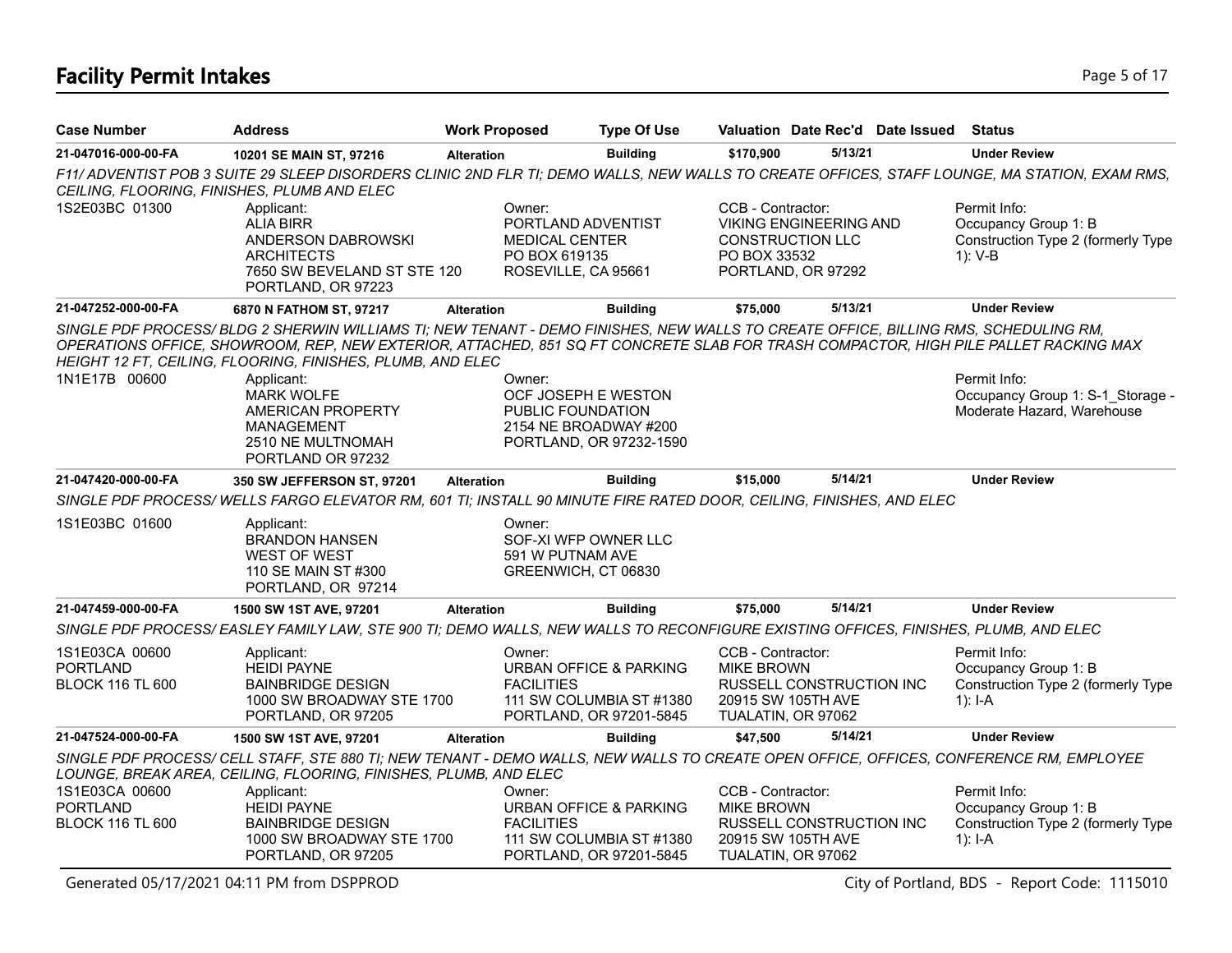# Facility Permit Intakes

| Case Number | Address | Work Proposed | Type Of Use | Valuation | Date Rec'd | Date Issued | Status |
|---|---|---|---|---|---|---|---|
| 21-047016-000-00-FA | 10201 SE MAIN ST, 97216 | Alteration | Building | $170,900 | 5/13/21 | | Under Review |

*F11/ ADVENTIST POB 3 SUITE 29 SLEEP DISORDERS CLINIC 2ND FLR TI; DEMO WALLS, NEW WALLS TO CREATE OFFICES, STAFF LOUNGE, MA STATION, EXAM RMS, CEILING, FLOORING, FINISHES, PLUMB AND ELEC*

1S2E03BC 01300

Applicant:
ALIA BIRR
ANDERSON DABROWSKI ARCHITECTS
7650 SW BEVELAND ST STE 120
PORTLAND, OR 97223

Owner:
PORTLAND ADVENTIST MEDICAL CENTER
PO BOX 619135
ROSEVILLE, CA 95661

CCB - Contractor:
VIKING ENGINEERING AND CONSTRUCTION LLC
PO BOX 33532
PORTLAND, OR 97292

Permit Info:
Occupancy Group 1: B
Construction Type 2 (formerly Type 1): V-B

| Case Number | Address | Work Proposed | Type Of Use | Valuation | Date Rec'd | Date Issued | Status |
|---|---|---|---|---|---|---|---|
| 21-047252-000-00-FA | 6870 N FATHOM ST, 97217 | Alteration | Building | $75,000 | 5/13/21 | | Under Review |

*SINGLE PDF PROCESS/ BLDG 2 SHERWIN WILLIAMS TI; NEW TENANT - DEMO FINISHES, NEW WALLS TO CREATE OFFICE, BILLING RMS, SCHEDULING RM, OPERATIONS OFFICE, SHOWROOM, REP, NEW EXTERIOR, ATTACHED, 851 SQ FT CONCRETE SLAB FOR TRASH COMPACTOR, HIGH PILE PALLET RACKING MAX HEIGHT 12 FT, CEILING, FLOORING, FINISHES, PLUMB, AND ELEC*

1N1E17B 00600

Applicant:
MARK WOLFE
AMERICAN PROPERTY MANAGEMENT
2510 NE MULTNOMAH
PORTLAND OR 97232

Owner:
OCF JOSEPH E WESTON PUBLIC FOUNDATION
2154 NE BROADWAY #200
PORTLAND, OR 97232-1590

Permit Info:
Occupancy Group 1: S-1_Storage - Moderate Hazard, Warehouse

| Case Number | Address | Work Proposed | Type Of Use | Valuation | Date Rec'd | Date Issued | Status |
|---|---|---|---|---|---|---|---|
| 21-047420-000-00-FA | 350 SW JEFFERSON ST, 97201 | Alteration | Building | $15,000 | 5/14/21 | | Under Review |

*SINGLE PDF PROCESS/ WELLS FARGO ELEVATOR RM, 601 TI; INSTALL 90 MINUTE FIRE RATED DOOR, CEILING, FINISHES, AND ELEC*

1S1E03BC 01600

Applicant:
BRANDON HANSEN
WEST OF WEST
110 SE MAIN ST #300
PORTLAND, OR 97214

Owner:
SOF-XI WFP OWNER LLC
591 W PUTNAM AVE
GREENWICH, CT 06830

| Case Number | Address | Work Proposed | Type Of Use | Valuation | Date Rec'd | Date Issued | Status |
|---|---|---|---|---|---|---|---|
| 21-047459-000-00-FA | 1500 SW 1ST AVE, 97201 | Alteration | Building | $75,000 | 5/14/21 | | Under Review |

*SINGLE PDF PROCESS/ EASLEY FAMILY LAW, STE 900 TI; DEMO WALLS, NEW WALLS TO RECONFIGURE EXISTING OFFICES, FINISHES, PLUMB, AND ELEC*

1S1E03CA 00600
PORTLAND
BLOCK 116 TL 600

Applicant:
HEIDI PAYNE
BAINBRIDGE DESIGN
1000 SW BROADWAY STE 1700
PORTLAND, OR 97205

Owner:
URBAN OFFICE & PARKING FACILITIES
111 SW COLUMBIA ST #1380
PORTLAND, OR 97201-5845

CCB - Contractor:
MIKE BROWN
RUSSELL CONSTRUCTION INC
20915 SW 105TH AVE
TUALATIN, OR 97062

Permit Info:
Occupancy Group 1: B
Construction Type 2 (formerly Type 1): I-A

| Case Number | Address | Work Proposed | Type Of Use | Valuation | Date Rec'd | Date Issued | Status |
|---|---|---|---|---|---|---|---|
| 21-047524-000-00-FA | 1500 SW 1ST AVE, 97201 | Alteration | Building | $47,500 | 5/14/21 | | Under Review |

*SINGLE PDF PROCESS/ CELL STAFF, STE 880 TI; NEW TENANT - DEMO WALLS, NEW WALLS TO CREATE OPEN OFFICE, OFFICES, CONFERENCE RM, EMPLOYEE LOUNGE, BREAK AREA, CEILING, FLOORING, FINISHES, PLUMB, AND ELEC*

1S1E03CA 00600
PORTLAND
BLOCK 116 TL 600

Applicant:
HEIDI PAYNE
BAINBRIDGE DESIGN
1000 SW BROADWAY STE 1700
PORTLAND, OR 97205

Owner:
URBAN OFFICE & PARKING FACILITIES
111 SW COLUMBIA ST #1380
PORTLAND, OR 97201-5845

CCB - Contractor:
MIKE BROWN
RUSSELL CONSTRUCTION INC
20915 SW 105TH AVE
TUALATIN, OR 97062

Permit Info:
Occupancy Group 1: B
Construction Type 2 (formerly Type 1): I-A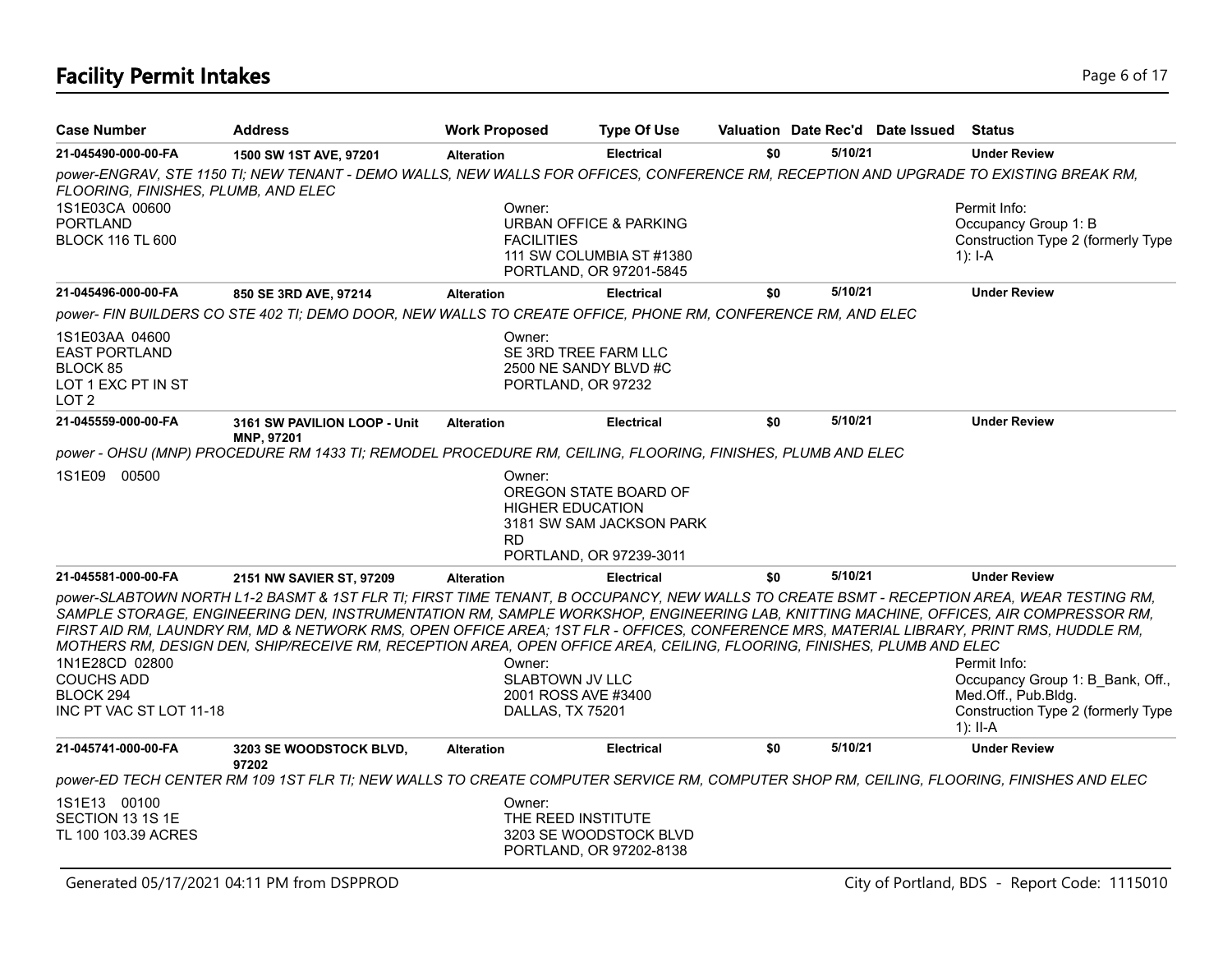## Facility Permit Intakes

| Case Number | Address | Work Proposed | Type Of Use | Valuation | Date Rec'd | Date Issued | Status |
|---|---|---|---|---|---|---|---|
| 21-045490-000-00-FA | 1500 SW 1ST AVE, 97201 | Alteration | Electrical | $0 | 5/10/21 | | Under Review |

*power-ENGRAV, STE 1150 TI; NEW TENANT - DEMO WALLS, NEW WALLS FOR OFFICES, CONFERENCE RM, RECEPTION AND UPGRADE TO EXISTING BREAK RM, FLOORING, FINISHES, PLUMB, AND ELEC*

1S1E03CA 00600
PORTLAND
BLOCK 116 TL 600

Owner:
URBAN OFFICE & PARKING FACILITIES
111 SW COLUMBIA ST #1380
PORTLAND, OR 97201-5845

Permit Info:
Occupancy Group 1: B
Construction Type 2 (formerly Type 1): I-A

| Case Number | Address | Work Proposed | Type Of Use | Valuation | Date Rec'd | Date Issued | Status |
|---|---|---|---|---|---|---|---|
| 21-045496-000-00-FA | 850 SE 3RD AVE, 97214 | Alteration | Electrical | $0 | 5/10/21 | | Under Review |

*power- FIN BUILDERS CO STE 402 TI; DEMO DOOR, NEW WALLS TO CREATE OFFICE, PHONE RM, CONFERENCE RM, AND ELEC*

1S1E03AA 04600
EAST PORTLAND
BLOCK 85
LOT 1 EXC PT IN ST
LOT 2

Owner:
SE 3RD TREE FARM LLC
2500 NE SANDY BLVD #C
PORTLAND, OR 97232

| Case Number | Address | Work Proposed | Type Of Use | Valuation | Date Rec'd | Date Issued | Status |
|---|---|---|---|---|---|---|---|
| 21-045559-000-00-FA | 3161 SW PAVILION LOOP - Unit MNP, 97201 | Alteration | Electrical | $0 | 5/10/21 | | Under Review |

*power - OHSU (MNP) PROCEDURE RM 1433 TI; REMODEL PROCEDURE RM, CEILING, FLOORING, FINISHES, PLUMB AND ELEC*

1S1E09 00500

Owner:
OREGON STATE BOARD OF HIGHER EDUCATION
3181 SW SAM JACKSON PARK RD
PORTLAND, OR 97239-3011

| Case Number | Address | Work Proposed | Type Of Use | Valuation | Date Rec'd | Date Issued | Status |
|---|---|---|---|---|---|---|---|
| 21-045581-000-00-FA | 2151 NW SAVIER ST, 97209 | Alteration | Electrical | $0 | 5/10/21 | | Under Review |

*power-SLABTOWN NORTH L1-2 BASMT & 1ST FLR TI; FIRST TIME TENANT, B OCCUPANCY, NEW WALLS TO CREATE BSMT - RECEPTION AREA, WEAR TESTING RM, SAMPLE STORAGE, ENGINEERING DEN, INSTRUMENTATION RM, SAMPLE WORKSHOP, ENGINEERING LAB, KNITTING MACHINE, OFFICES, AIR COMPRESSOR RM, FIRST AID RM, LAUNDRY RM, MD & NETWORK RMS, OPEN OFFICE AREA; 1ST FLR - OFFICES, CONFERENCE MRS, MATERIAL LIBRARY, PRINT RMS, HUDDLE RM, MOTHERS RM, DESIGN DEN, SHIP/RECEIVE RM, RECEPTION AREA, OPEN OFFICE AREA, CEILING, FLOORING, FINISHES, PLUMB AND ELEC*

1N1E28CD 02800
COUCHS ADD
BLOCK 294
INC PT VAC ST LOT 11-18

Owner:
SLABTOWN JV LLC
2001 ROSS AVE #3400
DALLAS, TX 75201

Permit Info:
Occupancy Group 1: B_Bank, Off., Med.Off., Pub.Bldg.
Construction Type 2 (formerly Type 1): II-A

| Case Number | Address | Work Proposed | Type Of Use | Valuation | Date Rec'd | Date Issued | Status |
|---|---|---|---|---|---|---|---|
| 21-045741-000-00-FA | 3203 SE WOODSTOCK BLVD, 97202 | Alteration | Electrical | $0 | 5/10/21 | | Under Review |

*power-ED TECH CENTER RM 109 1ST FLR TI; NEW WALLS TO CREATE COMPUTER SERVICE RM, COMPUTER SHOP RM, CEILING, FLOORING, FINISHES AND ELEC*

1S1E13 00100
SECTION 13 1S 1E
TL 100 103.39 ACRES

Owner:
THE REED INSTITUTE
3203 SE WOODSTOCK BLVD
PORTLAND, OR 97202-8138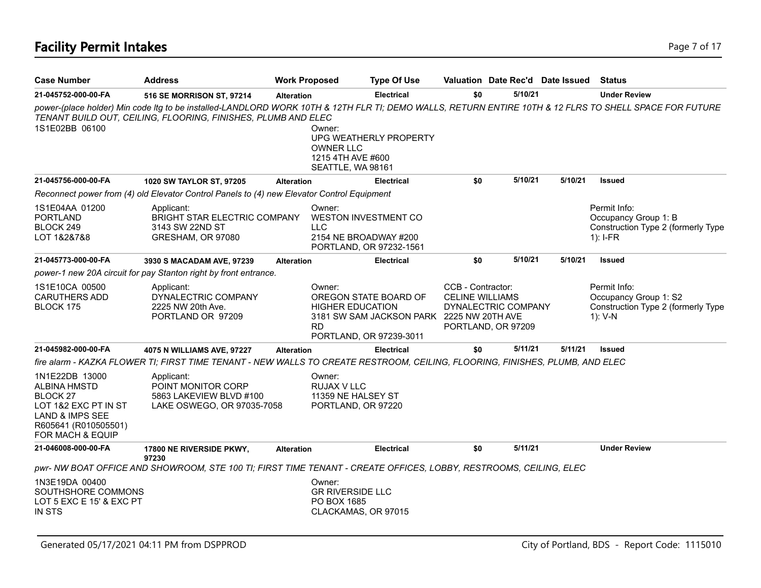# Facility Permit Intakes

| Case Number | Address | Work Proposed | Type Of Use | Valuation | Date Rec'd | Date Issued | Status |
|---|---|---|---|---|---|---|---|
| 21-045752-000-00-FA | 516 SE MORRISON ST, 97214 | Alteration | Electrical | $0 | 5/10/21 | | Under Review |

*power-(place holder) Min code ltg to be installed-LANDLORD WORK 10TH & 12TH FLR TI; DEMO WALLS, RETURN ENTIRE 10TH & 12 FLRS TO SHELL SPACE FOR FUTURE TENANT BUILD OUT, CEILING, FLOORING, FINISHES, PLUMB AND ELEC*

1S1E02BB 06100

Owner:
UPG WEATHERLY PROPERTY OWNER LLC
1215 4TH AVE #600
SEATTLE, WA 98161

| Case Number | Address | Work Proposed | Type Of Use | Valuation | Date Rec'd | Date Issued | Status |
|---|---|---|---|---|---|---|---|
| 21-045756-000-00-FA | 1020 SW TAYLOR ST, 97205 | Alteration | Electrical | $0 | 5/10/21 | 5/10/21 | Issued |

*Reconnect power from (4) old Elevator Control Panels to (4) new Elevator Control Equipment*

1S1E04AA 01200
PORTLAND
BLOCK 249
LOT 1&2&7&8

Applicant:
BRIGHT STAR ELECTRIC COMPANY
3143 SW 22ND ST
GRESHAM, OR 97080

Owner:
WESTON INVESTMENT CO LLC
2154 NE BROADWAY #200
PORTLAND, OR 97232-1561

Permit Info:
Occupancy Group 1: B
Construction Type 2 (formerly Type 1): I-FR

| Case Number | Address | Work Proposed | Type Of Use | Valuation | Date Rec'd | Date Issued | Status |
|---|---|---|---|---|---|---|---|
| 21-045773-000-00-FA | 3930 S MACADAM AVE, 97239 | Alteration | Electrical | $0 | 5/10/21 | 5/10/21 | Issued |

*power-1 new 20A circuit for pay Stanton right by front entrance.*

1S1E10CA 00500
CARUTHERS ADD
BLOCK 175

Applicant:
DYNALECTRIC COMPANY
2225 NW 20th Ave.
PORTLAND OR 97209

Owner:
OREGON STATE BOARD OF HIGHER EDUCATION
3181 SW SAM JACKSON PARK RD
PORTLAND, OR 97239-3011

CCB - Contractor:
CELINE WILLIAMS
DYNALECTRIC COMPANY
2225 NW 20TH AVE
PORTLAND, OR 97209

Permit Info:
Occupancy Group 1: S2
Construction Type 2 (formerly Type 1): V-N

| Case Number | Address | Work Proposed | Type Of Use | Valuation | Date Rec'd | Date Issued | Status |
|---|---|---|---|---|---|---|---|
| 21-045982-000-00-FA | 4075 N WILLIAMS AVE, 97227 | Alteration | Electrical | $0 | 5/11/21 | 5/11/21 | Issued |

*fire alarm - KAZKA FLOWER TI; FIRST TIME TENANT - NEW WALLS TO CREATE RESTROOM, CEILING, FLOORING, FINISHES, PLUMB, AND ELEC*

1N1E22DB 13000
ALBINA HMSTD
BLOCK 27
LOT 1&2 EXC PT IN ST
LAND & IMPS SEE R605641 (R010505501) FOR MACH & EQUIP

Applicant:
POINT MONITOR CORP
5863 LAKEVIEW BLVD #100
LAKE OSWEGO, OR 97035-7058

Owner:
RUJAX V LLC
11359 NE HALSEY ST
PORTLAND, OR 97220

| Case Number | Address | Work Proposed | Type Of Use | Valuation | Date Rec'd | Date Issued | Status |
|---|---|---|---|---|---|---|---|
| 21-046008-000-00-FA | 17800 NE RIVERSIDE PKWY, 97230 | Alteration | Electrical | $0 | 5/11/21 | | Under Review |

*pwr- NW BOAT OFFICE AND SHOWROOM, STE 100 TI; FIRST TIME TENANT - CREATE OFFICES, LOBBY, RESTROOMS, CEILING, ELEC*

1N3E19DA 00400
SOUTHSHORE COMMONS
LOT 5 EXC E 15' & EXC PT IN STS

Owner:
GR RIVERSIDE LLC
PO BOX 1685
CLACKAMAS, OR 97015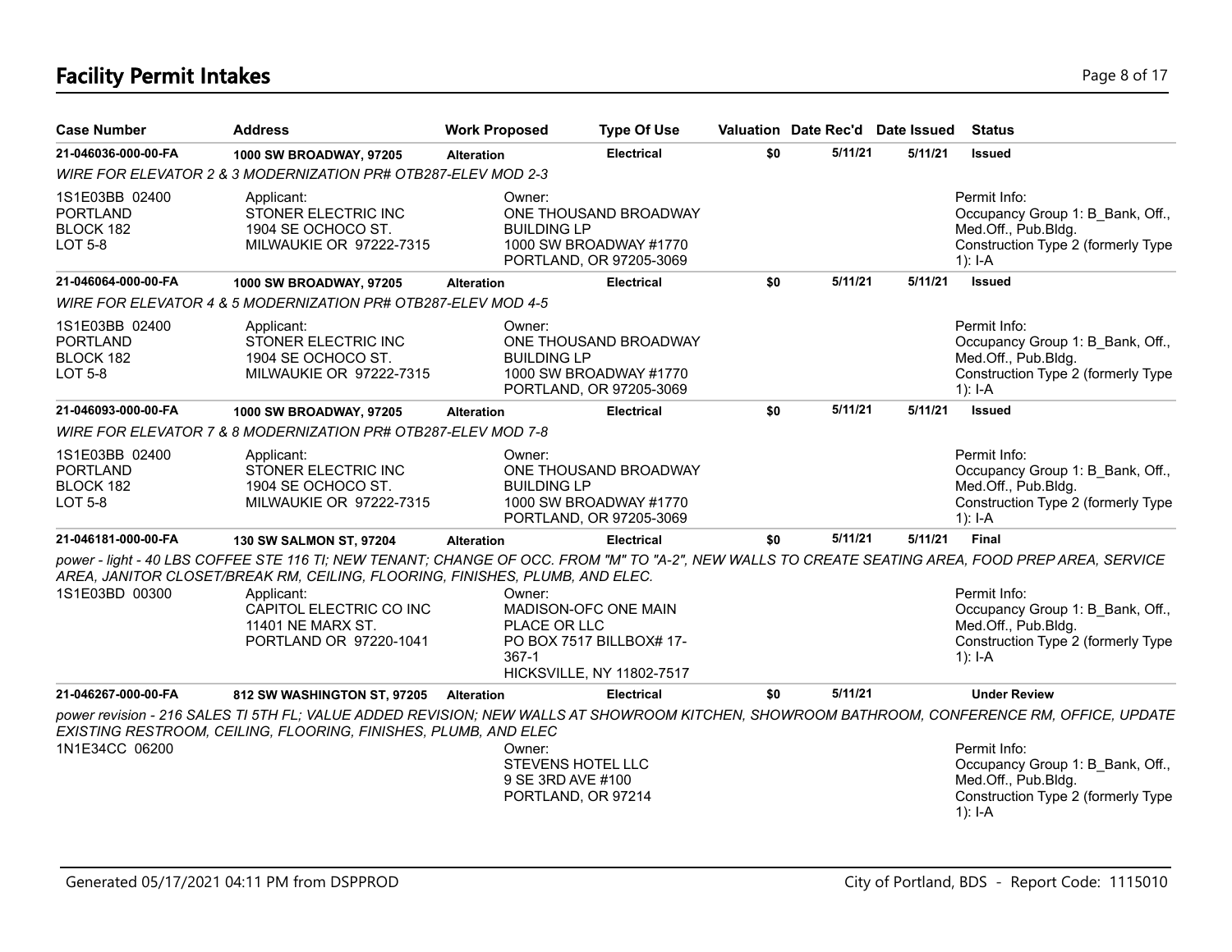# Facility Permit Intakes

| Case Number | Address | Work Proposed | Type Of Use | Valuation | Date Rec'd | Date Issued | Status |
|---|---|---|---|---|---|---|---|
| 21-046036-000-00-FA | 1000 SW BROADWAY, 97205 | Alteration | Electrical | $0 | 5/11/21 | 5/11/21 | Issued |

*WIRE FOR ELEVATOR 2 & 3 MODERNIZATION PR# OTB287-ELEV MOD 2-3*

1S1E03BB 02400
PORTLAND
BLOCK 182
LOT 5-8

Applicant:
STONER ELECTRIC INC
1904 SE OCHOCO ST.
MILWAUKIE OR 97222-7315

Owner:
ONE THOUSAND BROADWAY BUILDING LP
1000 SW BROADWAY #1770
PORTLAND, OR 97205-3069

Permit Info:
Occupancy Group 1: B_Bank, Off., Med.Off., Pub.Bldg.
Construction Type 2 (formerly Type 1): I-A

| Case Number | Address | Work Proposed | Type Of Use | Valuation | Date Rec'd | Date Issued | Status |
|---|---|---|---|---|---|---|---|
| 21-046064-000-00-FA | 1000 SW BROADWAY, 97205 | Alteration | Electrical | $0 | 5/11/21 | 5/11/21 | Issued |

*WIRE FOR ELEVATOR 4 & 5 MODERNIZATION PR# OTB287-ELEV MOD 4-5*

1S1E03BB 02400
PORTLAND
BLOCK 182
LOT 5-8

Applicant:
STONER ELECTRIC INC
1904 SE OCHOCO ST.
MILWAUKIE OR 97222-7315

Owner:
ONE THOUSAND BROADWAY BUILDING LP
1000 SW BROADWAY #1770
PORTLAND, OR 97205-3069

Permit Info:
Occupancy Group 1: B_Bank, Off., Med.Off., Pub.Bldg.
Construction Type 2 (formerly Type 1): I-A

| Case Number | Address | Work Proposed | Type Of Use | Valuation | Date Rec'd | Date Issued | Status |
|---|---|---|---|---|---|---|---|
| 21-046093-000-00-FA | 1000 SW BROADWAY, 97205 | Alteration | Electrical | $0 | 5/11/21 | 5/11/21 | Issued |

*WIRE FOR ELEVATOR 7 & 8 MODERNIZATION PR# OTB287-ELEV MOD 7-8*

1S1E03BB 02400
PORTLAND
BLOCK 182
LOT 5-8

Applicant:
STONER ELECTRIC INC
1904 SE OCHOCO ST.
MILWAUKIE OR 97222-7315

Owner:
ONE THOUSAND BROADWAY BUILDING LP
1000 SW BROADWAY #1770
PORTLAND, OR 97205-3069

Permit Info:
Occupancy Group 1: B_Bank, Off., Med.Off., Pub.Bldg.
Construction Type 2 (formerly Type 1): I-A

| Case Number | Address | Work Proposed | Type Of Use | Valuation | Date Rec'd | Date Issued | Status |
|---|---|---|---|---|---|---|---|
| 21-046181-000-00-FA | 130 SW SALMON ST, 97204 | Alteration | Electrical | $0 | 5/11/21 | 5/11/21 | Final |

*power - light - 40 LBS COFFEE STE 116 TI; NEW TENANT; CHANGE OF OCC. FROM "M" TO "A-2", NEW WALLS TO CREATE SEATING AREA, FOOD PREP AREA, SERVICE AREA, JANITOR CLOSET/BREAK RM, CEILING, FLOORING, FINISHES, PLUMB, AND ELEC.*

1S1E03BD 00300

Applicant:
CAPITOL ELECTRIC CO INC
11401 NE MARX ST.
PORTLAND OR 97220-1041

Owner:
MADISON-OFC ONE MAIN PLACE OR LLC
PO BOX 7517 BILLBOX# 17-367-1
HICKSVILLE, NY 11802-7517

Permit Info:
Occupancy Group 1: B_Bank, Off., Med.Off., Pub.Bldg.
Construction Type 2 (formerly Type 1): I-A

| Case Number | Address | Work Proposed | Type Of Use | Valuation | Date Rec'd | Date Issued | Status |
|---|---|---|---|---|---|---|---|
| 21-046267-000-00-FA | 812 SW WASHINGTON ST, 97205 | Alteration | Electrical | $0 | 5/11/21 | | Under Review |

*power revision - 216 SALES TI 5TH FL; VALUE ADDED REVISION; NEW WALLS AT SHOWROOM KITCHEN, SHOWROOM BATHROOM, CONFERENCE RM, OFFICE, UPDATE EXISTING RESTROOM, CEILING, FLOORING, FINISHES, PLUMB, AND ELEC*

1N1E34CC 06200

Owner:
STEVENS HOTEL LLC
9 SE 3RD AVE #100
PORTLAND, OR 97214

Permit Info:
Occupancy Group 1: B_Bank, Off., Med.Off., Pub.Bldg.
Construction Type 2 (formerly Type 1): I-A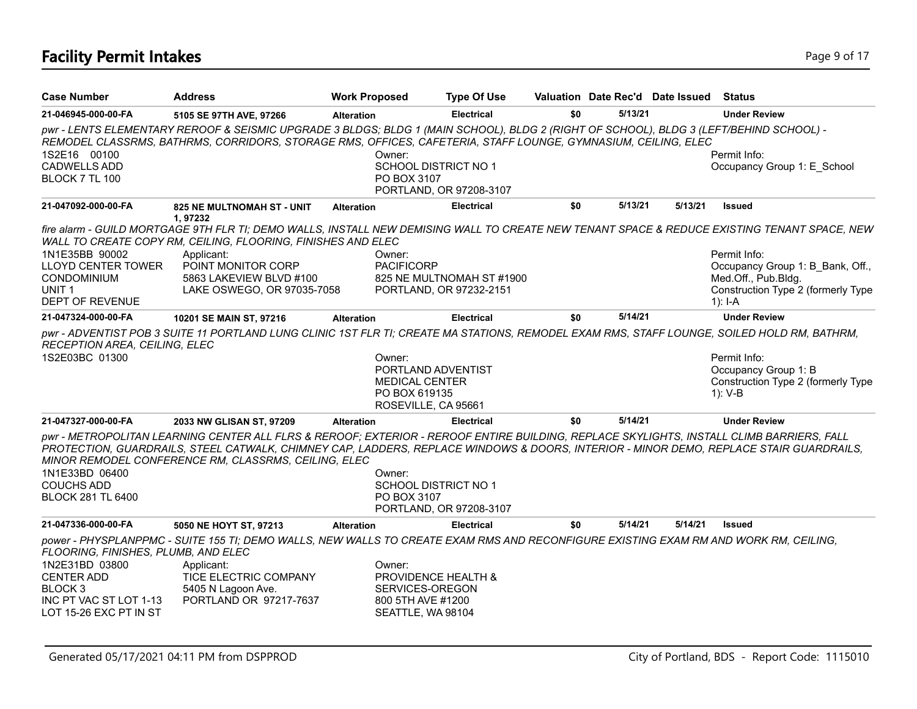# Facility Permit Intakes

| Case Number | Address | Work Proposed | Type Of Use | Valuation | Date Rec'd | Date Issued | Status |
|---|---|---|---|---|---|---|---|
| 21-046945-000-00-FA | 5105 SE 97TH AVE, 97266 | Alteration | Electrical | $0 | 5/13/21 | | Under Review |

*pwr - LENTS ELEMENTARY REROOF & SEISMIC UPGRADE 3 BLDGS; BLDG 1 (MAIN SCHOOL), BLDG 2 (RIGHT OF SCHOOL), BLDG 3 (LEFT/BEHIND SCHOOL) - REMODEL CLASSRMS, BATHRMS, CORRIDORS, STORAGE RMS, OFFICES, CAFETERIA, STAFF LOUNGE, GYMNASIUM, CEILING, ELEC*

1S2E16 00100
CADWELLS ADD
BLOCK 7 TL 100

Owner:
SCHOOL DISTRICT NO 1
PO BOX 3107
PORTLAND, OR 97208-3107

Permit Info:
Occupancy Group 1: E_School

| Case Number | Address | Work Proposed | Type Of Use | Valuation | Date Rec'd | Date Issued | Status |
|---|---|---|---|---|---|---|---|
| 21-047092-000-00-FA | 825 NE MULTNOMAH ST - UNIT 1, 97232 | Alteration | Electrical | $0 | 5/13/21 | 5/13/21 | Issued |

*fire alarm - GUILD MORTGAGE 9TH FLR TI; DEMO WALLS, INSTALL NEW DEMISING WALL TO CREATE NEW TENANT SPACE & REDUCE EXISTING TENANT SPACE, NEW WALL TO CREATE COPY RM, CEILING, FLOORING, FINISHES AND ELEC*

1N1E35BB 90002
LLOYD CENTER TOWER
CONDOMINIUM
UNIT 1
DEPT OF REVENUE

Applicant:
POINT MONITOR CORP
5863 LAKEVIEW BLVD #100
LAKE OSWEGO, OR 97035-7058

Owner:
PACIFICORP
825 NE MULTNOMAH ST #1900
PORTLAND, OR 97232-2151

Permit Info:
Occupancy Group 1: B_Bank, Off., Med.Off., Pub.Bldg.
Construction Type 2 (formerly Type 1): I-A

| Case Number | Address | Work Proposed | Type Of Use | Valuation | Date Rec'd | Date Issued | Status |
|---|---|---|---|---|---|---|---|
| 21-047324-000-00-FA | 10201 SE MAIN ST, 97216 | Alteration | Electrical | $0 | 5/14/21 | | Under Review |

*pwr - ADVENTIST POB 3 SUITE 11 PORTLAND LUNG CLINIC 1ST FLR TI; CREATE MA STATIONS, REMODEL EXAM RMS, STAFF LOUNGE, SOILED HOLD RM, BATHRM, RECEPTION AREA, CEILING, ELEC*

1S2E03BC 01300

Owner:
PORTLAND ADVENTIST
MEDICAL CENTER
PO BOX 619135
ROSEVILLE, CA 95661

Permit Info:
Occupancy Group 1: B
Construction Type 2 (formerly Type 1): V-B

| Case Number | Address | Work Proposed | Type Of Use | Valuation | Date Rec'd | Date Issued | Status |
|---|---|---|---|---|---|---|---|
| 21-047327-000-00-FA | 2033 NW GLISAN ST, 97209 | Alteration | Electrical | $0 | 5/14/21 | | Under Review |

*pwr - METROPOLITAN LEARNING CENTER ALL FLRS & REROOF; EXTERIOR - REROOF ENTIRE BUILDING, REPLACE SKYLIGHTS, INSTALL CLIMB BARRIERS, FALL PROTECTION, GUARDRAILS, STEEL CATWALK, CHIMNEY CAP, LADDERS, REPLACE WINDOWS & DOORS, INTERIOR - MINOR DEMO, REPLACE STAIR GUARDRAILS, MINOR REMODEL CONFERENCE RM, CLASSRMS, CEILING, ELEC*

1N1E33BD 06400
COUCHS ADD
BLOCK 281 TL 6400

Owner:
SCHOOL DISTRICT NO 1
PO BOX 3107
PORTLAND, OR 97208-3107

| Case Number | Address | Work Proposed | Type Of Use | Valuation | Date Rec'd | Date Issued | Status |
|---|---|---|---|---|---|---|---|
| 21-047336-000-00-FA | 5050 NE HOYT ST, 97213 | Alteration | Electrical | $0 | 5/14/21 | 5/14/21 | Issued |

*power - PHYSPLANPPMC - SUITE 155 TI; DEMO WALLS, NEW WALLS TO CREATE EXAM RMS AND RECONFIGURE EXISTING EXAM RM AND WORK RM, CEILING, FLOORING, FINISHES, PLUMB, AND ELEC*

1N2E31BD 03800
CENTER ADD
BLOCK 3
INC PT VAC ST LOT 1-13
LOT 15-26 EXC PT IN ST

Applicant:
TICE ELECTRIC COMPANY
5405 N Lagoon Ave.
PORTLAND OR 97217-7637

Owner:
PROVIDENCE HEALTH &
SERVICES-OREGON
800 5TH AVE #1200
SEATTLE, WA 98104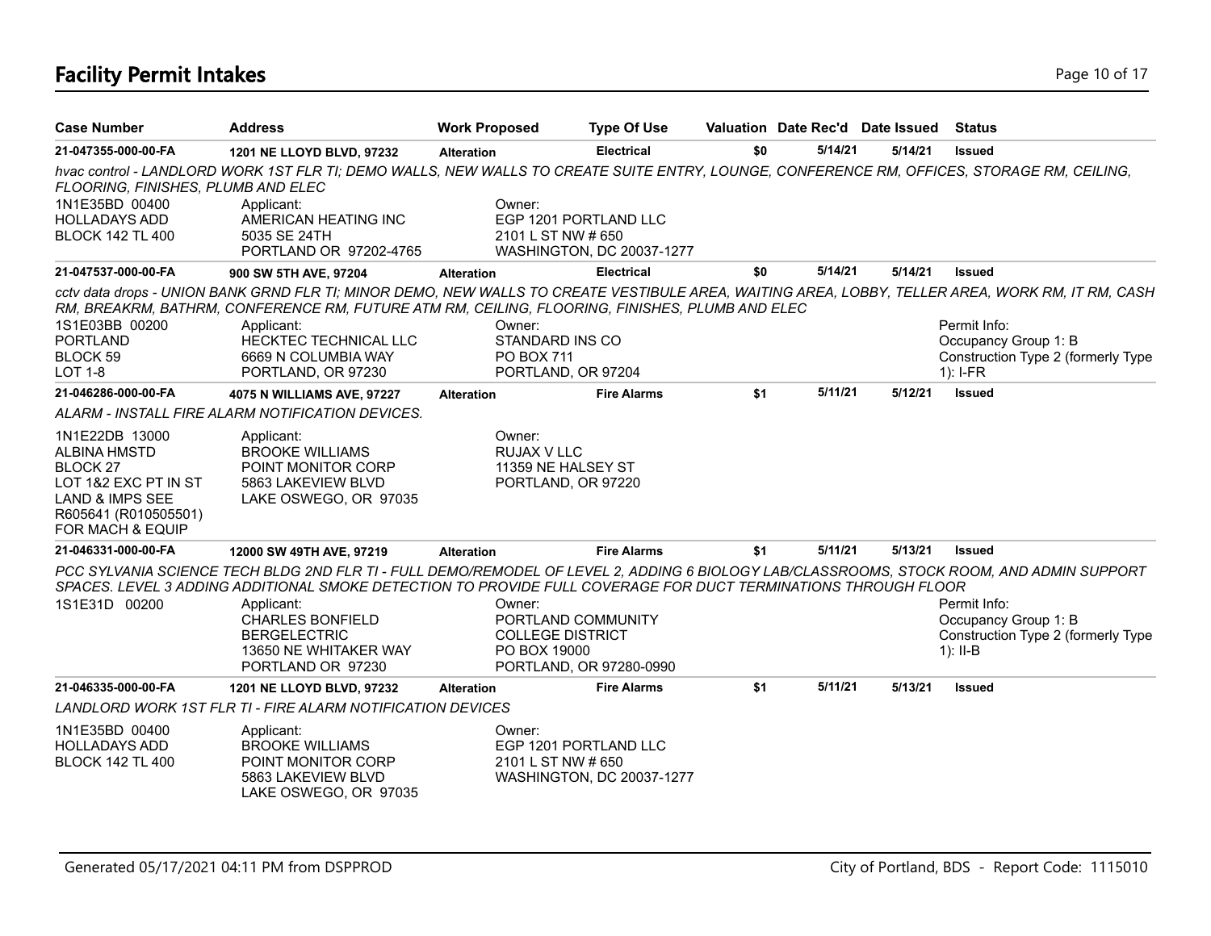# Facility Permit Intakes

| Case Number | Address | Work Proposed | Type Of Use | Valuation | Date Rec'd | Date Issued | Status |
|---|---|---|---|---|---|---|---|
| 21-047355-000-00-FA | 1201 NE LLOYD BLVD, 97232 | Alteration | Electrical | $0 | 5/14/21 | 5/14/21 | Issued |

*hvac control - LANDLORD WORK 1ST FLR TI; DEMO WALLS, NEW WALLS TO CREATE SUITE ENTRY, LOUNGE, CONFERENCE RM, OFFICES, STORAGE RM, CEILING, FLOORING, FINISHES, PLUMB AND ELEC*

1N1E35BD 00400
HOLLADAYS ADD
BLOCK 142 TL 400

Applicant:
AMERICAN HEATING INC
5035 SE 24TH
PORTLAND OR 97202-4765

Owner:
EGP 1201 PORTLAND LLC
2101 L ST NW # 650
WASHINGTON, DC 20037-1277

| Case Number | Address | Work Proposed | Type Of Use | Valuation | Date Rec'd | Date Issued | Status |
|---|---|---|---|---|---|---|---|
| 21-047537-000-00-FA | 900 SW 5TH AVE, 97204 | Alteration | Electrical | $0 | 5/14/21 | 5/14/21 | Issued |

*cctv data drops - UNION BANK GRND FLR TI; MINOR DEMO, NEW WALLS TO CREATE VESTIBULE AREA, WAITING AREA, LOBBY, TELLER AREA, WORK RM, IT RM, CASH RM, BREAKRM, BATHRM, CONFERENCE RM, FUTURE ATM RM, CEILING, FLOORING, FINISHES, PLUMB AND ELEC*

1S1E03BB 00200
PORTLAND
BLOCK 59
LOT 1-8

Applicant:
HECKTEC TECHNICAL LLC
6669 N COLUMBIA WAY
PORTLAND, OR 97230

Owner:
STANDARD INS CO
PO BOX 711
PORTLAND, OR 97204

Permit Info:
Occupancy Group 1: B
Construction Type 2 (formerly Type 1): I-FR

| Case Number | Address | Work Proposed | Type Of Use | Valuation | Date Rec'd | Date Issued | Status |
|---|---|---|---|---|---|---|---|
| 21-046286-000-00-FA | 4075 N WILLIAMS AVE, 97227 | Alteration | Fire Alarms | $1 | 5/11/21 | 5/12/21 | Issued |

*ALARM - INSTALL FIRE ALARM NOTIFICATION DEVICES.*

1N1E22DB 13000
ALBINA HMSTD
BLOCK 27
LOT 1&2 EXC PT IN ST
LAND & IMPS SEE
R605641 (R010505501)
FOR MACH & EQUIP

Applicant:
BROOKE WILLIAMS
POINT MONITOR CORP
5863 LAKEVIEW BLVD
LAKE OSWEGO, OR 97035

Owner:
RUJAX V LLC
11359 NE HALSEY ST
PORTLAND, OR 97220

| Case Number | Address | Work Proposed | Type Of Use | Valuation | Date Rec'd | Date Issued | Status |
|---|---|---|---|---|---|---|---|
| 21-046331-000-00-FA | 12000 SW 49TH AVE, 97219 | Alteration | Fire Alarms | $1 | 5/11/21 | 5/13/21 | Issued |

*PCC SYLVANIA SCIENCE TECH BLDG 2ND FLR TI - FULL DEMO/REMODEL OF LEVEL 2, ADDING 6 BIOLOGY LAB/CLASSROOMS, STOCK ROOM, AND ADMIN SUPPORT SPACES. LEVEL 3 ADDING ADDITIONAL SMOKE DETECTION TO PROVIDE FULL COVERAGE FOR DUCT TERMINATIONS THROUGH FLOOR*

1S1E31D 00200

Applicant:
CHARLES BONFIELD
BERGELECTRIC
13650 NE WHITAKER WAY
PORTLAND OR 97230

Owner:
PORTLAND COMMUNITY
COLLEGE DISTRICT
PO BOX 19000
PORTLAND, OR 97280-0990

Permit Info:
Occupancy Group 1: B
Construction Type 2 (formerly Type 1): II-B

| Case Number | Address | Work Proposed | Type Of Use | Valuation | Date Rec'd | Date Issued | Status |
|---|---|---|---|---|---|---|---|
| 21-046335-000-00-FA | 1201 NE LLOYD BLVD, 97232 | Alteration | Fire Alarms | $1 | 5/11/21 | 5/13/21 | Issued |

*LANDLORD WORK 1ST FLR TI - FIRE ALARM NOTIFICATION DEVICES*

1N1E35BD 00400
HOLLADAYS ADD
BLOCK 142 TL 400

Applicant:
BROOKE WILLIAMS
POINT MONITOR CORP
5863 LAKEVIEW BLVD
LAKE OSWEGO, OR 97035

Owner:
EGP 1201 PORTLAND LLC
2101 L ST NW # 650
WASHINGTON, DC 20037-1277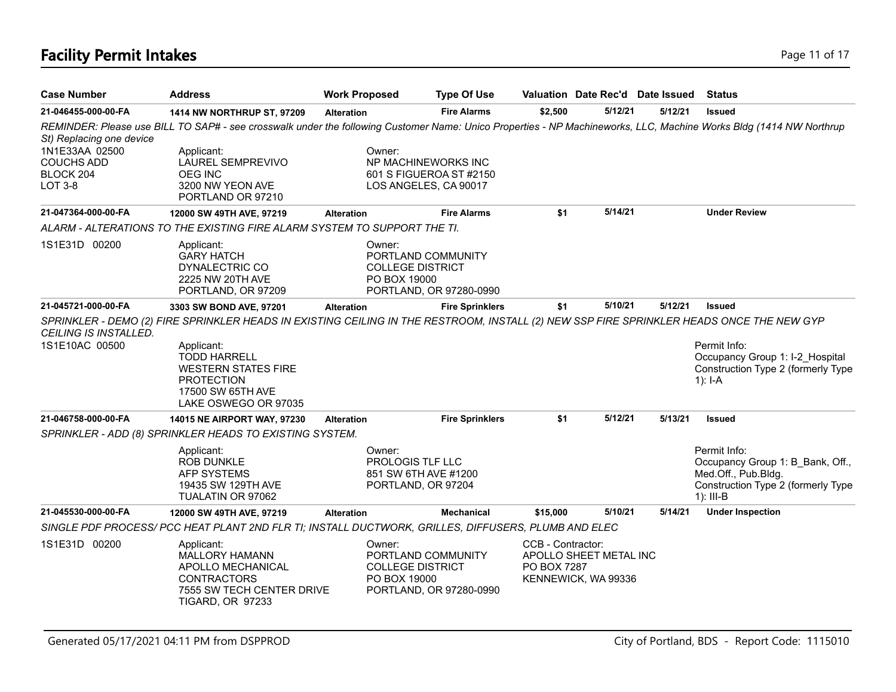# Facility Permit Intakes

| Case Number | Address | Work Proposed | Type Of Use | Valuation | Date Rec'd | Date Issued | Status |
|---|---|---|---|---|---|---|---|
| 21-046455-000-00-FA | 1414 NW NORTHRUP ST, 97209 | Alteration | Fire Alarms | $2,500 | 5/12/21 | 5/12/21 | Issued |

*REMINDER: Please use BILL TO SAP# - see crosswalk under the following Customer Name: Unico Properties - NP Machineworks, LLC, Machine Works Bldg (1414 NW Northrup St) Replacing one device*

1N1E33AA 02500
COUCHS ADD
BLOCK 204
LOT 3-8

Applicant:
LAUREL SEMPREVIVO
OEG INC
3200 NW YEON AVE
PORTLAND OR 97210

Owner:
NP MACHINEWORKS INC
601 S FIGUEROA ST #2150
LOS ANGELES, CA 90017

| Case Number | Address | Work Proposed | Type Of Use | Valuation | Date Rec'd | Date Issued | Status |
|---|---|---|---|---|---|---|---|
| 21-047364-000-00-FA | 12000 SW 49TH AVE, 97219 | Alteration | Fire Alarms | $1 | 5/14/21 | | Under Review |

*ALARM - ALTERATIONS TO THE EXISTING FIRE ALARM SYSTEM TO SUPPORT THE TI.*

1S1E31D 00200

Applicant:
GARY HATCH
DYNALECTRIC CO
2225 NW 20TH AVE
PORTLAND, OR 97209

Owner:
PORTLAND COMMUNITY
COLLEGE DISTRICT
PO BOX 19000
PORTLAND, OR 97280-0990

| Case Number | Address | Work Proposed | Type Of Use | Valuation | Date Rec'd | Date Issued | Status |
|---|---|---|---|---|---|---|---|
| 21-045721-000-00-FA | 3303 SW BOND AVE, 97201 | Alteration | Fire Sprinklers | $1 | 5/10/21 | 5/12/21 | Issued |

*SPRINKLER - DEMO (2) FIRE SPRINKLER HEADS IN EXISTING CEILING IN THE RESTROOM, INSTALL (2) NEW SSP FIRE SPRINKLER HEADS ONCE THE NEW GYP CEILING IS INSTALLED.*

1S1E10AC 00500

Applicant:
TODD HARRELL
WESTERN STATES FIRE
PROTECTION
17500 SW 65TH AVE
LAKE OSWEGO OR 97035

Permit Info:
Occupancy Group 1: I-2_Hospital
Construction Type 2 (formerly Type 1): I-A

| Case Number | Address | Work Proposed | Type Of Use | Valuation | Date Rec'd | Date Issued | Status |
|---|---|---|---|---|---|---|---|
| 21-046758-000-00-FA | 14015 NE AIRPORT WAY, 97230 | Alteration | Fire Sprinklers | $1 | 5/12/21 | 5/13/21 | Issued |

*SPRINKLER - ADD (8) SPRINKLER HEADS TO EXISTING SYSTEM.*

Applicant:
ROB DUNKLE
AFP SYSTEMS
19435 SW 129TH AVE
TUALATIN OR 97062

Owner:
PROLOGIS TLF LLC
851 SW 6TH AVE #1200
PORTLAND, OR 97204

Permit Info:
Occupancy Group 1: B_Bank, Off., Med.Off., Pub.Bldg.
Construction Type 2 (formerly Type 1): III-B

| Case Number | Address | Work Proposed | Type Of Use | Valuation | Date Rec'd | Date Issued | Status |
|---|---|---|---|---|---|---|---|
| 21-045530-000-00-FA | 12000 SW 49TH AVE, 97219 | Alteration | Mechanical | $15,000 | 5/10/21 | 5/14/21 | Under Inspection |

*SINGLE PDF PROCESS/ PCC HEAT PLANT 2ND FLR TI; INSTALL DUCTWORK, GRILLES, DIFFUSERS, PLUMB AND ELEC*

1S1E31D 00200

Applicant:
MALLORY HAMANN
APOLLO MECHANICAL
CONTRACTORS
7555 SW TECH CENTER DRIVE
TIGARD, OR 97233

Owner:
PORTLAND COMMUNITY
COLLEGE DISTRICT
PO BOX 19000
PORTLAND, OR 97280-0990

CCB - Contractor:
APOLLO SHEET METAL INC
PO BOX 7287
KENNEWICK, WA 99336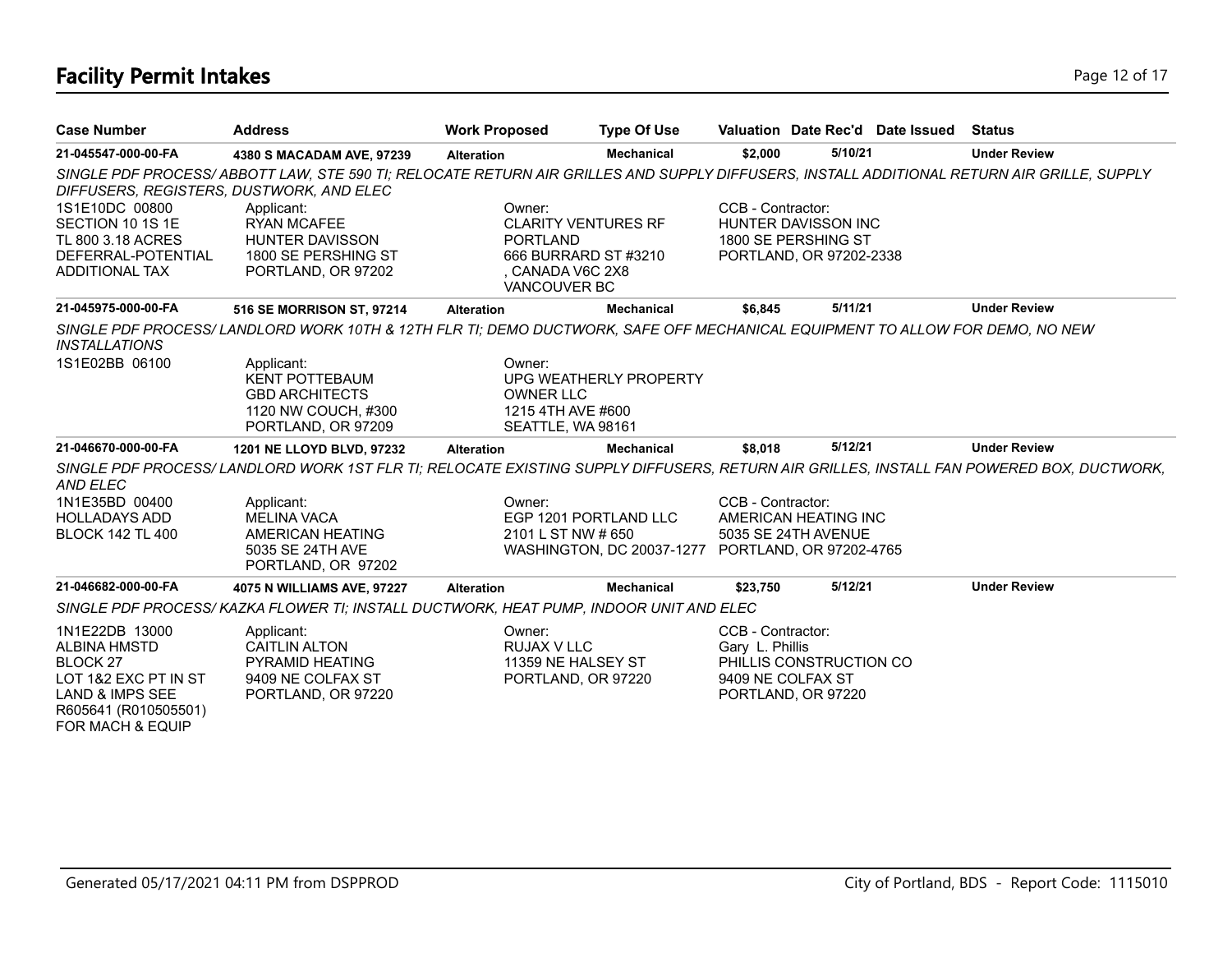# Facility Permit Intakes

| Case Number | Address | Work Proposed | Type Of Use | Valuation | Date Rec'd | Date Issued | Status |
|---|---|---|---|---|---|---|---|
| **21-045547-000-00-FA** | **4380 S MACADAM AVE, 97239** | **Alteration** | **Mechanical** | **$2,000** | **5/10/21** | | **Under Review** |

*SINGLE PDF PROCESS/ ABBOTT LAW, STE 590 TI; RELOCATE RETURN AIR GRILLES AND SUPPLY DIFFUSERS, INSTALL ADDITIONAL RETURN AIR GRILLE, SUPPLY DIFFUSERS, REGISTERS, DUSTWORK, AND ELEC*

| | | | |
|---|---|---|---|
| 1S1E10DC 00800<br>SECTION 10 1S 1E<br>TL 800 3.18 ACRES<br>DEFERRAL-POTENTIAL<br>ADDITIONAL TAX | Applicant:<br>RYAN MCAFEE<br>HUNTER DAVISSON<br>1800 SE PERSHING ST<br>PORTLAND, OR 97202 | Owner:<br>CLARITY VENTURES RF<br>PORTLAND<br>666 BURRARD ST #3210<br>, CANADA V6C 2X8<br>VANCOUVER BC | CCB - Contractor:<br>HUNTER DAVISSON INC<br>1800 SE PERSHING ST<br>PORTLAND, OR 97202-2338 |

| Case Number | Address | Work Proposed | Type Of Use | Valuation | Date Rec'd | Date Issued | Status |
|---|---|---|---|---|---|---|---|
| **21-045975-000-00-FA** | **516 SE MORRISON ST, 97214** | **Alteration** | **Mechanical** | **$6,845** | **5/11/21** | | **Under Review** |

*SINGLE PDF PROCESS/ LANDLORD WORK 10TH & 12TH FLR TI; DEMO DUCTWORK, SAFE OFF MECHANICAL EQUIPMENT TO ALLOW FOR DEMO, NO NEW INSTALLATIONS*

| | | | |
|---|---|---|---|
| 1S1E02BB 06100 | Applicant:<br>KENT POTTEBAUM<br>GBD ARCHITECTS<br>1120 NW COUCH, #300<br>PORTLAND, OR 97209 | Owner:<br>UPG WEATHERLY PROPERTY<br>OWNER LLC<br>1215 4TH AVE #600<br>SEATTLE, WA 98161 | |

| Case Number | Address | Work Proposed | Type Of Use | Valuation | Date Rec'd | Date Issued | Status |
|---|---|---|---|---|---|---|---|
| **21-046670-000-00-FA** | **1201 NE LLOYD BLVD, 97232** | **Alteration** | **Mechanical** | **$8,018** | **5/12/21** | | **Under Review** |

*SINGLE PDF PROCESS/ LANDLORD WORK 1ST FLR TI; RELOCATE EXISTING SUPPLY DIFFUSERS, RETURN AIR GRILLES, INSTALL FAN POWERED BOX, DUCTWORK, AND ELEC*

| | | | |
|---|---|---|---|
| 1N1E35BD 00400<br>HOLLADAYS ADD<br>BLOCK 142 TL 400 | Applicant:<br>MELINA VACA<br>AMERICAN HEATING<br>5035 SE 24TH AVE<br>PORTLAND, OR 97202 | Owner:<br>EGP 1201 PORTLAND LLC<br>2101 L ST NW # 650<br>WASHINGTON, DC 20037-1277 | CCB - Contractor:<br>AMERICAN HEATING INC<br>5035 SE 24TH AVENUE<br>PORTLAND, OR 97202-4765 |

| Case Number | Address | Work Proposed | Type Of Use | Valuation | Date Rec'd | Date Issued | Status |
|---|---|---|---|---|---|---|---|
| **21-046682-000-00-FA** | **4075 N WILLIAMS AVE, 97227** | **Alteration** | **Mechanical** | **$23,750** | **5/12/21** | | **Under Review** |

*SINGLE PDF PROCESS/ KAZKA FLOWER TI; INSTALL DUCTWORK, HEAT PUMP, INDOOR UNIT AND ELEC*

| | | | |
|---|---|---|---|
| 1N1E22DB 13000<br>ALBINA HMSTD<br>BLOCK 27<br>LOT 1&2 EXC PT IN ST<br>LAND & IMPS SEE<br>R605641 (R010505501)<br>FOR MACH & EQUIP | Applicant:<br>CAITLIN ALTON<br>PYRAMID HEATING<br>9409 NE COLFAX ST<br>PORTLAND, OR 97220 | Owner:<br>RUJAX V LLC<br>11359 NE HALSEY ST<br>PORTLAND, OR 97220 | CCB - Contractor:<br>Gary L. Phillis<br>PHILLIS CONSTRUCTION CO<br>9409 NE COLFAX ST<br>PORTLAND, OR 97220 |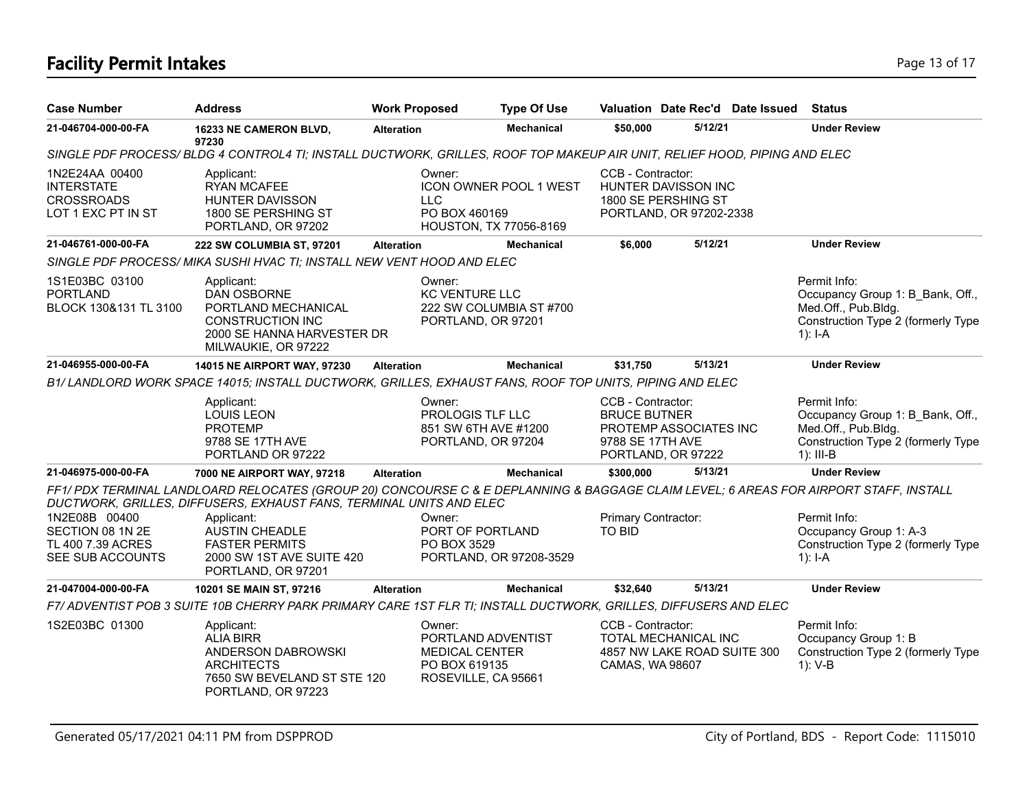# Facility Permit Intakes

| Case Number | Address | Work Proposed | Type Of Use | Valuation | Date Rec'd | Date Issued | Status |
|---|---|---|---|---|---|---|---|
| 21-046704-000-00-FA | 16233 NE CAMERON BLVD, 97230 | Alteration | Mechanical | $50,000 | 5/12/21 | | Under Review |
| SINGLE PDF PROCESS/ BLDG 4 CONTROL4 TI; INSTALL DUCTWORK, GRILLES, ROOF TOP MAKEUP AIR UNIT, RELIEF HOOD, PIPING AND ELEC | | | | | | | |
| 1N2E24AA 00400 INTERSTATE CROSSROADS LOT 1 EXC PT IN ST | Applicant: RYAN MCAFEE HUNTER DAVISSON 1800 SE PERSHING ST PORTLAND, OR 97202 | Owner: ICON OWNER POOL 1 WEST LLC PO BOX 460169 HOUSTON, TX 77056-8169 | | CCB - Contractor: HUNTER DAVISSON INC 1800 SE PERSHING ST PORTLAND, OR 97202-2338 | | | |
| 21-046761-000-00-FA | 222 SW COLUMBIA ST, 97201 | Alteration | Mechanical | $6,000 | 5/12/21 | | Under Review |
| SINGLE PDF PROCESS/ MIKA SUSHI HVAC TI; INSTALL NEW VENT HOOD AND ELEC | | | | | | | |
| 1S1E03BC 03100 PORTLAND BLOCK 130&131 TL 3100 | Applicant: DAN OSBORNE PORTLAND MECHANICAL CONSTRUCTION INC 2000 SE HANNA HARVESTER DR MILWAUKIE, OR 97222 | Owner: KC VENTURE LLC 222 SW COLUMBIA ST #700 PORTLAND, OR 97201 | | | | | Permit Info: Occupancy Group 1: B_Bank, Off., Med.Off., Pub.Bldg. Construction Type 2 (formerly Type 1): I-A |
| 21-046955-000-00-FA | 14015 NE AIRPORT WAY, 97230 | Alteration | Mechanical | $31,750 | 5/13/21 | | Under Review |
| B1/ LANDLORD WORK SPACE 14015; INSTALL DUCTWORK, GRILLES, EXHAUST FANS, ROOF TOP UNITS, PIPING AND ELEC | | | | | | | |
| | Applicant: LOUIS LEON PROTEMP 9788 SE 17TH AVE PORTLAND OR 97222 | Owner: PROLOGIS TLF LLC 851 SW 6TH AVE #1200 PORTLAND, OR 97204 | | CCB - Contractor: BRUCE BUTNER PROTEMP ASSOCIATES INC 9788 SE 17TH AVE PORTLAND, OR 97222 | | | Permit Info: Occupancy Group 1: B_Bank, Off., Med.Off., Pub.Bldg. Construction Type 2 (formerly Type 1): III-B |
| 21-046975-000-00-FA | 7000 NE AIRPORT WAY, 97218 | Alteration | Mechanical | $300,000 | 5/13/21 | | Under Review |
| FF1/ PDX TERMINAL LANDLOARD RELOCATES (GROUP 20) CONCOURSE C & E DEPLANNING & BAGGAGE CLAIM LEVEL; 6 AREAS FOR AIRPORT STAFF, INSTALL DUCTWORK, GRILLES, DIFFUSERS, EXHAUST FANS, TERMINAL UNITS AND ELEC | | | | | | | |
| 1N2E08B 00400 SECTION 08 1N 2E TL 400 7.39 ACRES SEE SUB ACCOUNTS | Applicant: AUSTIN CHEADLE FASTER PERMITS 2000 SW 1ST AVE SUITE 420 PORTLAND, OR 97201 | Owner: PORT OF PORTLAND PO BOX 3529 PORTLAND, OR 97208-3529 | | Primary Contractor: TO BID | | | Permit Info: Occupancy Group 1: A-3 Construction Type 2 (formerly Type 1): I-A |
| 21-047004-000-00-FA | 10201 SE MAIN ST, 97216 | Alteration | Mechanical | $32,640 | 5/13/21 | | Under Review |
| F7/ ADVENTIST POB 3 SUITE 10B CHERRY PARK PRIMARY CARE 1ST FLR TI; INSTALL DUCTWORK, GRILLES, DIFFUSERS AND ELEC | | | | | | | |
| 1S2E03BC 01300 | Applicant: ALIA BIRR ANDERSON DABROWSKI ARCHITECTS 7650 SW BEVELAND ST STE 120 PORTLAND, OR 97223 | Owner: PORTLAND ADVENTIST MEDICAL CENTER PO BOX 619135 ROSEVILLE, CA 95661 | | CCB - Contractor: TOTAL MECHANICAL INC 4857 NW LAKE ROAD SUITE 300 CAMAS, WA 98607 | | | Permit Info: Occupancy Group 1: B Construction Type 2 (formerly Type 1): V-B |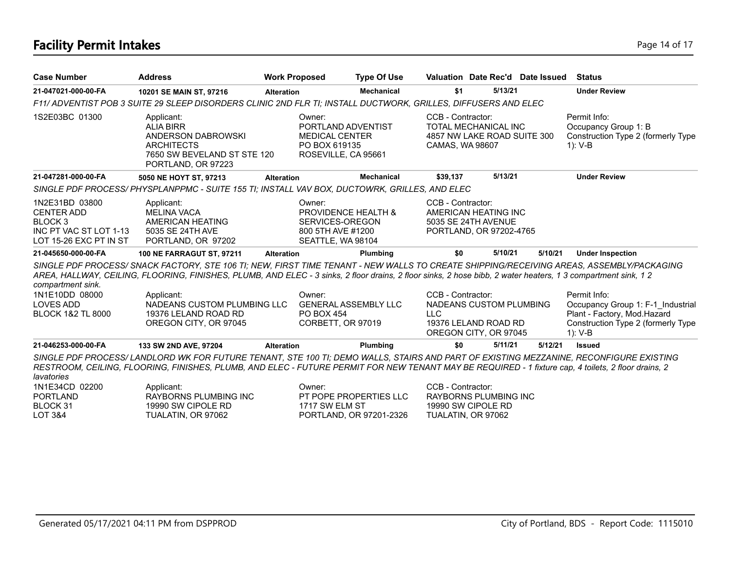## Facility Permit Intakes

| Case Number | Address | Work Proposed | Type Of Use | Valuation | Date Rec'd | Date Issued | Status |
|---|---|---|---|---|---|---|---|
| **21-047021-000-00-FA** | **10201 SE MAIN ST, 97216** | **Alteration** | **Mechanical** | **$1** | **5/13/21** | | **Under Review** |

*F11/ ADVENTIST POB 3 SUITE 29 SLEEP DISORDERS CLINIC 2ND FLR TI; INSTALL DUCTWORK, GRILLES, DIFFUSERS AND ELEC*

1S2E03BC 01300

Applicant:
ALIA BIRR
ANDERSON DABROWSKI ARCHITECTS
7650 SW BEVELAND ST STE 120
PORTLAND, OR 97223

Owner:
PORTLAND ADVENTIST MEDICAL CENTER
PO BOX 619135
ROSEVILLE, CA 95661

CCB - Contractor:
TOTAL MECHANICAL INC
4857 NW LAKE ROAD SUITE 300
CAMAS, WA 98607

Permit Info:
Occupancy Group 1: B
Construction Type 2 (formerly Type 1): V-B

| Case Number | Address | Work Proposed | Type Of Use | Valuation | Date Rec'd | Date Issued | Status |
|---|---|---|---|---|---|---|---|
| **21-047281-000-00-FA** | **5050 NE HOYT ST, 97213** | **Alteration** | **Mechanical** | **$39,137** | **5/13/21** | | **Under Review** |

*SINGLE PDF PROCESS/ PHYSPLANPPMC - SUITE 155 TI; INSTALL VAV BOX, DUCTOWRK, GRILLES, AND ELEC*

1N2E31BD 03800
CENTER ADD
BLOCK 3
INC PT VAC ST LOT 1-13
LOT 15-26 EXC PT IN ST

Applicant:
MELINA VACA
AMERICAN HEATING
5035 SE 24TH AVE
PORTLAND, OR 97202

Owner:
PROVIDENCE HEALTH & SERVICES-OREGON
800 5TH AVE #1200
SEATTLE, WA 98104

CCB - Contractor:
AMERICAN HEATING INC
5035 SE 24TH AVENUE
PORTLAND, OR 97202-4765

| Case Number | Address | Work Proposed | Type Of Use | Valuation | Date Rec'd | Date Issued | Status |
|---|---|---|---|---|---|---|---|
| **21-045650-000-00-FA** | **100 NE FARRAGUT ST, 97211** | **Alteration** | **Plumbing** | **$0** | **5/10/21** | **5/10/21** | **Under Inspection** |

*SINGLE PDF PROCESS/ SNACK FACTORY, STE 106 TI; NEW, FIRST TIME TENANT - NEW WALLS TO CREATE SHIPPING/RECEIVING AREAS, ASSEMBLY/PACKAGING AREA, HALLWAY, CEILING, FLOORING, FINISHES, PLUMB, AND ELEC - 3 sinks, 2 floor drains, 2 floor sinks, 2 hose bibb, 2 water heaters, 1 3 compartment sink, 1 2 compartment sink.*

1N1E10DD 08000
LOVES ADD
BLOCK 1&2 TL 8000

Applicant:
NADEANS CUSTOM PLUMBING LLC
19376 LELAND ROAD RD
OREGON CITY, OR 97045

Owner:
GENERAL ASSEMBLY LLC
PO BOX 454
CORBETT, OR 97019

CCB - Contractor:
NADEANS CUSTOM PLUMBING LLC
19376 LELAND ROAD RD
OREGON CITY, OR 97045

Permit Info:
Occupancy Group 1: F-1_Industrial Plant - Factory, Mod.Hazard
Construction Type 2 (formerly Type 1): V-B

| Case Number | Address | Work Proposed | Type Of Use | Valuation | Date Rec'd | Date Issued | Status |
|---|---|---|---|---|---|---|---|
| **21-046253-000-00-FA** | **133 SW 2ND AVE, 97204** | **Alteration** | **Plumbing** | **$0** | **5/11/21** | **5/12/21** | **Issued** |

*SINGLE PDF PROCESS/ LANDLORD WK FOR FUTURE TENANT, STE 100 TI; DEMO WALLS, STAIRS AND PART OF EXISTING MEZZANINE, RECONFIGURE EXISTING RESTROOM, CEILING, FLOORING, FINISHES, PLUMB, AND ELEC - FUTURE PERMIT FOR NEW TENANT MAY BE REQUIRED - 1 fixture cap, 4 toilets, 2 floor drains, 2 lavatories*

1N1E34CD 02200
PORTLAND
BLOCK 31
LOT 3&4

Applicant:
RAYBORNS PLUMBING INC
19990 SW CIPOLE RD
TUALATIN, OR 97062

Owner:
PT POPE PROPERTIES LLC
1717 SW ELM ST
PORTLAND, OR 97201-2326

CCB - Contractor:
RAYBORNS PLUMBING INC
19990 SW CIPOLE RD
TUALATIN, OR 97062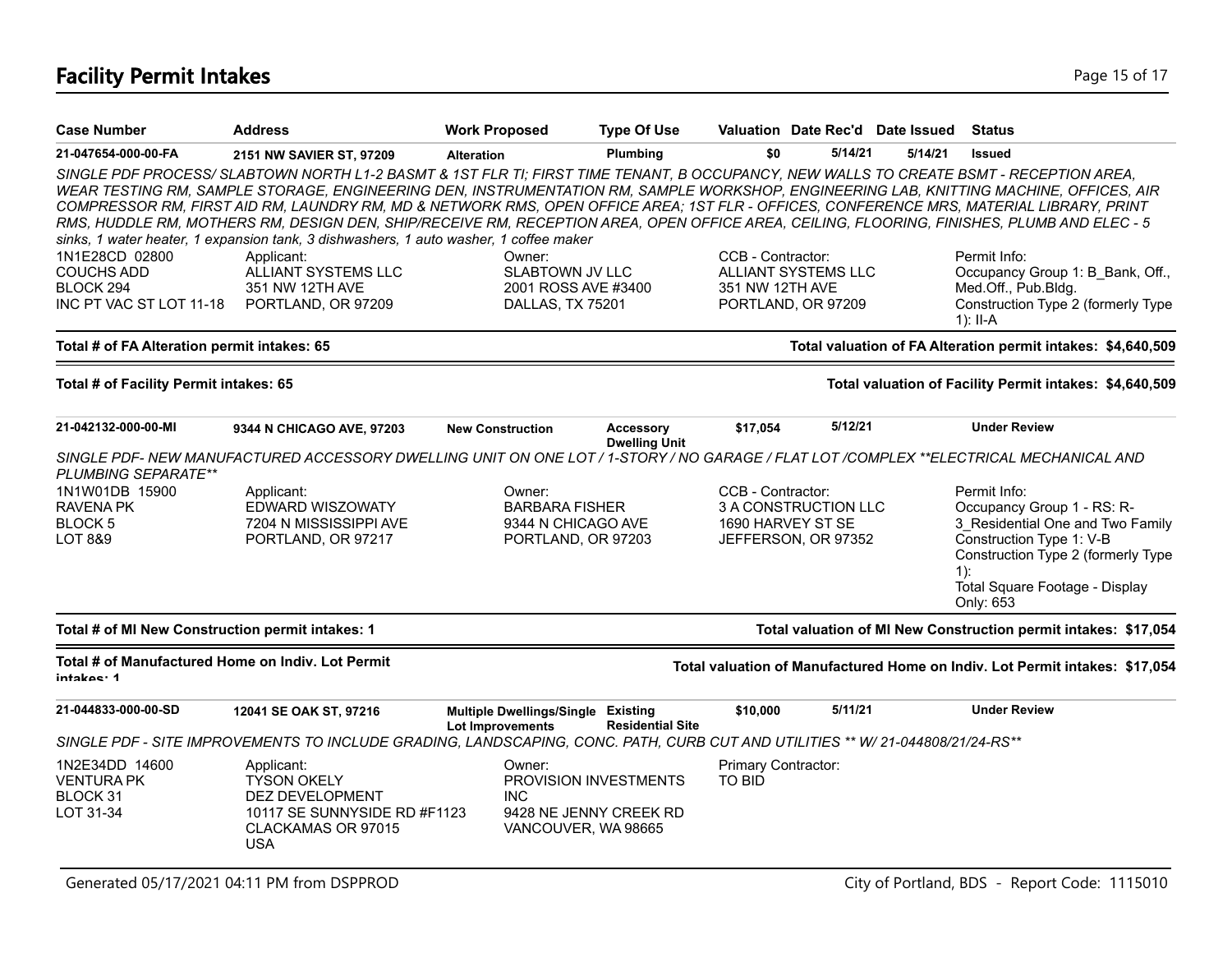## Facility Permit Intakes

| Case Number | Address | Work Proposed | Type Of Use | Valuation | Date Rec'd | Date Issued | Status |
|---|---|---|---|---|---|---|---|
| 21-047654-000-00-FA | 2151 NW SAVIER ST, 97209 | Alteration | Plumbing | $0 | 5/14/21 | 5/14/21 | Issued |

*SINGLE PDF PROCESS/ SLABTOWN NORTH L1-2 BASMT & 1ST FLR TI; FIRST TIME TENANT, B OCCUPANCY, NEW WALLS TO CREATE BSMT - RECEPTION AREA, WEAR TESTING RM, SAMPLE STORAGE, ENGINEERING DEN, INSTRUMENTATION RM, SAMPLE WORKSHOP, ENGINEERING LAB, KNITTING MACHINE, OFFICES, AIR COMPRESSOR RM, FIRST AID RM, LAUNDRY RM, MD & NETWORK RMS, OPEN OFFICE AREA; 1ST FLR - OFFICES, CONFERENCE MRS, MATERIAL LIBRARY, PRINT RMS, HUDDLE RM, MOTHERS RM, DESIGN DEN, SHIP/RECEIVE RM, RECEPTION AREA, OPEN OFFICE AREA, CEILING, FLOORING, FINISHES, PLUMB AND ELEC - 5 sinks, 1 water heater, 1 expansion tank, 3 dishwashers, 1 auto washer, 1 coffee maker*

| | Applicant: | Owner: | CCB - Contractor: | Permit Info: |
|---|---|---|---|---|
| 1N1E28CD 02800<br>COUCHS ADD<br>BLOCK 294<br>INC PT VAC ST LOT 11-18 | ALLIANT SYSTEMS LLC<br>351 NW 12TH AVE<br>PORTLAND, OR 97209 | SLABTOWN JV LLC<br>2001 ROSS AVE #3400<br>DALLAS, TX 75201 | ALLIANT SYSTEMS LLC<br>351 NW 12TH AVE<br>PORTLAND, OR 97209 | Occupancy Group 1: B_Bank, Off., Med.Off., Pub.Bldg.<br>Construction Type 2 (formerly Type 1): II-A |

**Total # of FA Alteration permit intakes: 65** — **Total valuation of FA Alteration permit intakes: $4,640,509**

**Total # of Facility Permit intakes: 65** — **Total valuation of Facility Permit intakes: $4,640,509**

| Case Number | Address | Work Proposed | Type Of Use | Valuation | Date Rec'd | Date Issued | Status |
|---|---|---|---|---|---|---|---|
| 21-042132-000-00-MI | 9344 N CHICAGO AVE, 97203 | New Construction | Accessory Dwelling Unit | $17,054 | 5/12/21 | | Under Review |

*SINGLE PDF- NEW MANUFACTURED ACCESSORY DWELLING UNIT ON ONE LOT / 1-STORY / NO GARAGE / FLAT LOT /COMPLEX **ELECTRICAL MECHANICAL AND PLUMBING SEPARATE***

| | Applicant: | Owner: | CCB - Contractor: | Permit Info: |
|---|---|---|---|---|
| 1N1W01DB 15900<br>RAVENA PK<br>BLOCK 5<br>LOT 8&9 | EDWARD WISZOWATY<br>7204 N MISSISSIPPI AVE<br>PORTLAND, OR 97217 | BARBARA FISHER<br>9344 N CHICAGO AVE<br>PORTLAND, OR 97203 | 3 A CONSTRUCTION LLC<br>1690 HARVEY ST SE<br>JEFFERSON, OR 97352 | Occupancy Group 1 - RS: R-3_Residential One and Two Family<br>Construction Type 1: V-B<br>Construction Type 2 (formerly Type 1):<br>Total Square Footage - Display Only: 653 |

**Total # of MI New Construction permit intakes: 1** — **Total valuation of MI New Construction permit intakes: $17,054**

**Total # of Manufactured Home on Indiv. Lot Permit intakes: 1** — **Total valuation of Manufactured Home on Indiv. Lot Permit intakes: $17,054**

| Case Number | Address | Work Proposed | Type Of Use | Valuation | Date Rec'd | Date Issued | Status |
|---|---|---|---|---|---|---|---|
| 21-044833-000-00-SD | 12041 SE OAK ST, 97216 | Multiple Dwellings/Single Lot Improvements | Existing Residential Site | $10,000 | 5/11/21 | | Under Review |

*SINGLE PDF - SITE IMPROVEMENTS TO INCLUDE GRADING, LANDSCAPING, CONC. PATH, CURB CUT AND UTILITIES ** W/ 21-044808/21/24-RS***

| | Applicant: | Owner: | Primary Contractor: |
|---|---|---|---|
| 1N2E34DD 14600<br>VENTURA PK<br>BLOCK 31<br>LOT 31-34 | TYSON OKELY<br>DEZ DEVELOPMENT<br>10117 SE SUNNYSIDE RD #F1123<br>CLACKAMAS OR 97015<br>USA | PROVISION INVESTMENTS INC<br>9428 NE JENNY CREEK RD<br>VANCOUVER, WA 98665 | TO BID |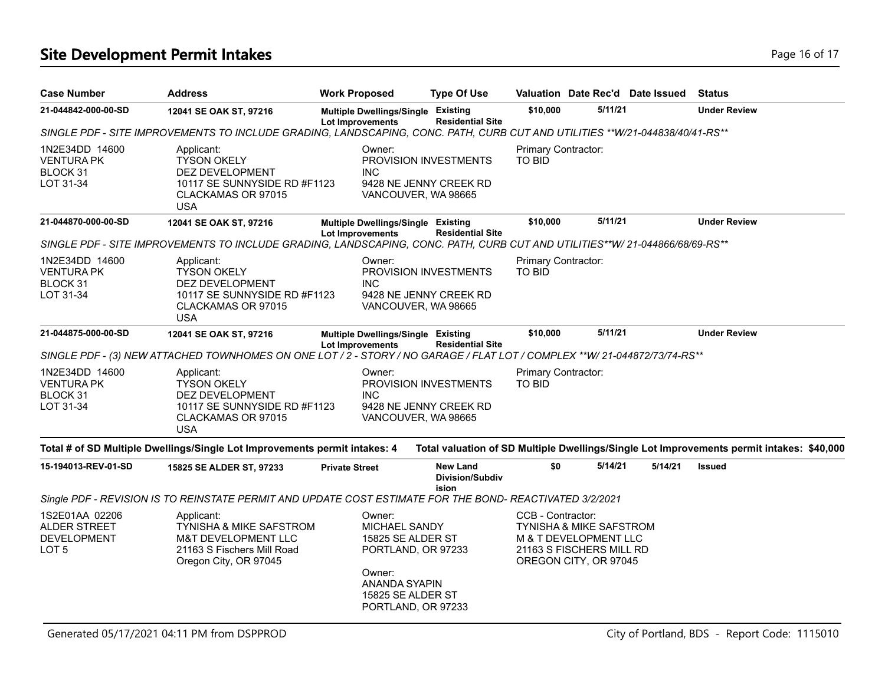# Site Development Permit Intakes

| Case Number | Address | Work Proposed | Type Of Use | Valuation | Date Rec'd | Date Issued | Status |
|---|---|---|---|---|---|---|---|
| **21-044842-000-00-SD** | **12041 SE OAK ST, 97216** | **Multiple Dwellings/Single Lot Improvements** | **Existing Residential Site** | **$10,000** | **5/11/21** | | **Under Review** |

*SINGLE PDF - SITE IMPROVEMENTS TO INCLUDE GRADING, LANDSCAPING, CONC. PATH, CURB CUT AND UTILITIES **W/21-044838/40/41-RS***

1N2E34DD 14600
VENTURA PK
BLOCK 31
LOT 31-34

Applicant:
TYSON OKELY
DEZ DEVELOPMENT
10117 SE SUNNYSIDE RD #F1123
CLACKAMAS OR 97015
USA

Owner:
PROVISION INVESTMENTS INC
9428 NE JENNY CREEK RD
VANCOUVER, WA 98665

Primary Contractor:
TO BID

| Case Number | Address | Work Proposed | Type Of Use | Valuation | Date Rec'd | Date Issued | Status |
|---|---|---|---|---|---|---|---|
| **21-044870-000-00-SD** | **12041 SE OAK ST, 97216** | **Multiple Dwellings/Single Lot Improvements** | **Existing Residential Site** | **$10,000** | **5/11/21** | | **Under Review** |

*SINGLE PDF - SITE IMPROVEMENTS TO INCLUDE GRADING, LANDSCAPING, CONC. PATH, CURB CUT AND UTILITIES**W/ 21-044866/68/69-RS***

1N2E34DD 14600
VENTURA PK
BLOCK 31
LOT 31-34

Applicant:
TYSON OKELY
DEZ DEVELOPMENT
10117 SE SUNNYSIDE RD #F1123
CLACKAMAS OR 97015
USA

Owner:
PROVISION INVESTMENTS INC
9428 NE JENNY CREEK RD
VANCOUVER, WA 98665

Primary Contractor:
TO BID

| Case Number | Address | Work Proposed | Type Of Use | Valuation | Date Rec'd | Date Issued | Status |
|---|---|---|---|---|---|---|---|
| **21-044875-000-00-SD** | **12041 SE OAK ST, 97216** | **Multiple Dwellings/Single Lot Improvements** | **Existing Residential Site** | **$10,000** | **5/11/21** | | **Under Review** |

*SINGLE PDF - (3) NEW ATTACHED TOWNHOMES ON ONE LOT / 2 - STORY / NO GARAGE / FLAT LOT / COMPLEX **W/ 21-044872/73/74-RS***

1N2E34DD 14600
VENTURA PK
BLOCK 31
LOT 31-34

Applicant:
TYSON OKELY
DEZ DEVELOPMENT
10117 SE SUNNYSIDE RD #F1123
CLACKAMAS OR 97015
USA

Owner:
PROVISION INVESTMENTS INC
9428 NE JENNY CREEK RD
VANCOUVER, WA 98665

Primary Contractor:
TO BID

**Total # of SD Multiple Dwellings/Single Lot Improvements permit intakes: 4**

**Total valuation of SD Multiple Dwellings/Single Lot Improvements permit intakes: $40,000**

| Case Number | Address | Work Proposed | Type Of Use | Valuation | Date Rec'd | Date Issued | Status |
|---|---|---|---|---|---|---|---|
| **15-194013-REV-01-SD** | **15825 SE ALDER ST, 97233** | **Private Street** | **New Land Division/Subdivision** | **$0** | **5/14/21** | **5/14/21** | **Issued** |

*Single PDF - REVISION IS TO REINSTATE PERMIT AND UPDATE COST ESTIMATE FOR THE BOND- REACTIVATED 3/2/2021*

1S2E01AA 02206
ALDER STREET DEVELOPMENT
LOT 5

Applicant:
TYNISHA & MIKE SAFSTROM
M&T DEVELOPMENT LLC
21163 S Fischers Mill Road
Oregon City, OR 97045

Owner:
MICHAEL SANDY
15825 SE ALDER ST
PORTLAND, OR 97233

Owner:
ANANDA SYAPIN
15825 SE ALDER ST
PORTLAND, OR 97233

CCB - Contractor:
TYNISHA & MIKE SAFSTROM
M & T DEVELOPMENT LLC
21163 S FISCHERS MILL RD
OREGON CITY, OR 97045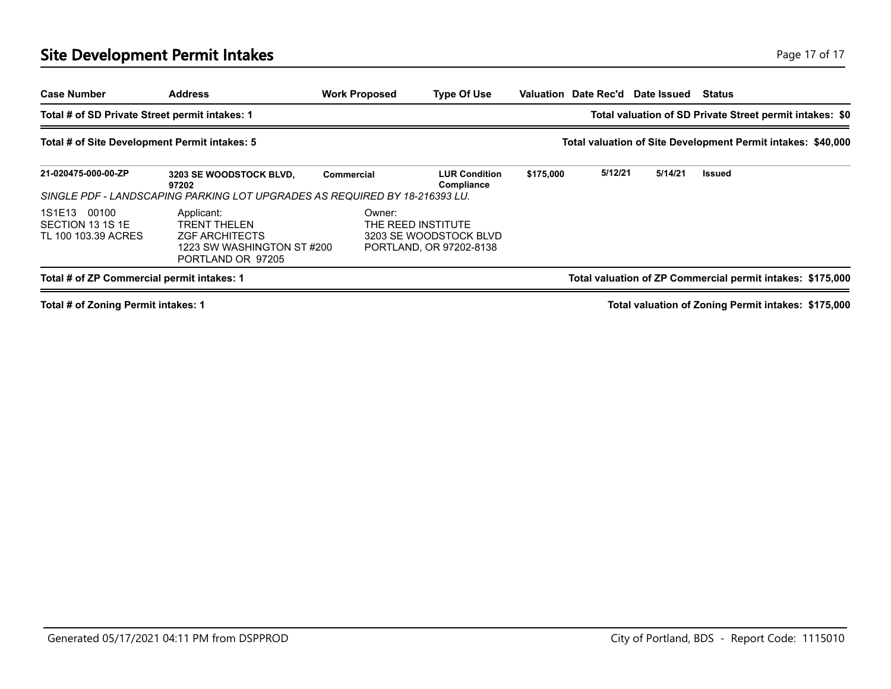# Site Development Permit Intakes

| Case Number | Address | Work Proposed | Type Of Use | Valuation | Date Rec'd | Date Issued | Status |
|---|---|---|---|---|---|---|---|

**Total # of SD Private Street permit intakes: 1** — **Total valuation of SD Private Street permit intakes: $0**

**Total # of Site Development Permit intakes: 5** — **Total valuation of Site Development Permit intakes: $40,000**

| Case Number | Address | Work Proposed | Type Of Use | Valuation | Date Rec'd | Date Issued | Status |
|---|---|---|---|---|---|---|---|
| **21-020475-000-00-ZP** | **3203 SE WOODSTOCK BLVD, 97202** | **Commercial** | **LUR Condition Compliance** | **$175,000** | **5/12/21** | **5/14/21** | **Issued** |

*SINGLE PDF - LANDSCAPING PARKING LOT UPGRADES AS REQUIRED BY 18-216393 LU.*

1S1E13 00100
SECTION 13 1S 1E
TL 100 103.39 ACRES

Applicant:
TRENT THELEN
ZGF ARCHITECTS
1223 SW WASHINGTON ST #200
PORTLAND OR 97205

Owner:
THE REED INSTITUTE
3203 SE WOODSTOCK BLVD
PORTLAND, OR 97202-8138

**Total # of ZP Commercial permit intakes: 1** — **Total valuation of ZP Commercial permit intakes: $175,000**

**Total # of Zoning Permit intakes: 1** — **Total valuation of Zoning Permit intakes: $175,000**